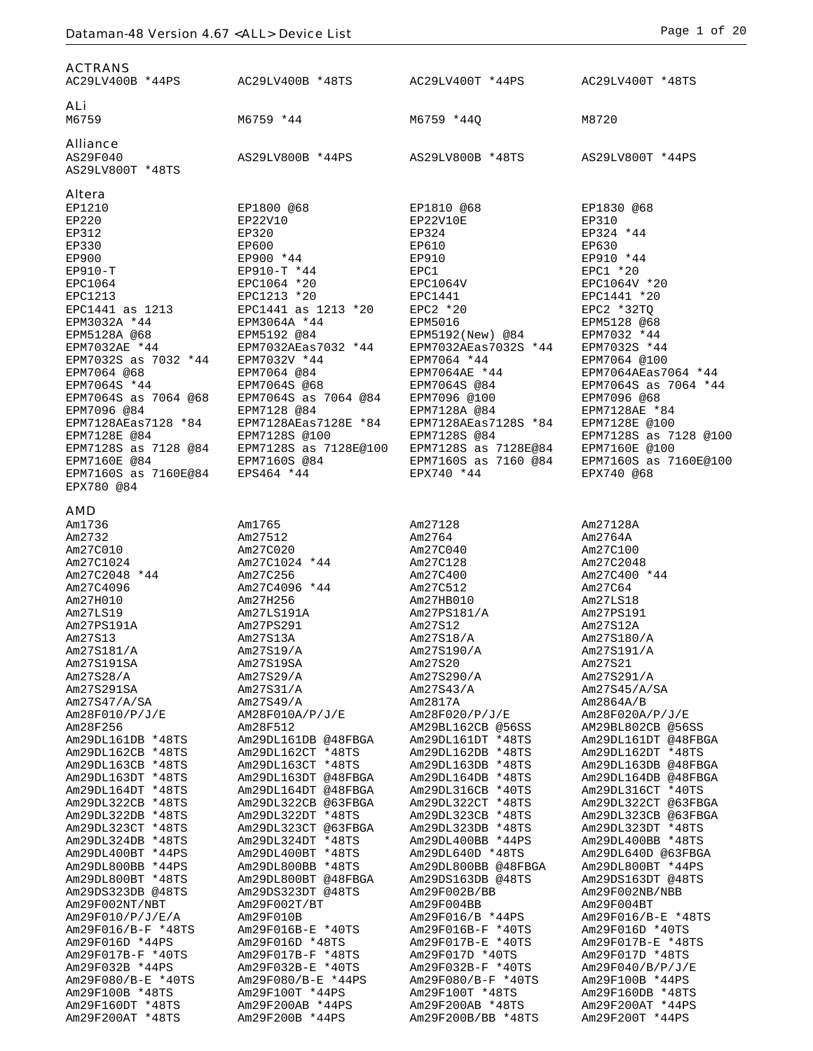## ACTRANS

| | | | |
|---|---|---|---|
| AC29LV400B *44PS | AC29LV400B *48TS | AC29LV400T *44PS | AC29LV400T *48TS |

## ALi

| | | | |
|---|---|---|---|
| M6759 | M6759 *44 | M6759 *44Q | M8720 |

## Alliance

| | | | |
|---|---|---|---|
| AS29F040 | AS29LV800B *44PS | AS29LV800B *48TS | AS29LV800T *44PS |
| AS29LV800T *48TS | | | |

## Altera

| | | | |
|---|---|---|---|
| EP1210 | EP1800 @68 | EP1810 @68 | EP1830 @68 |
| EP220 | EP22V10 | EP22V10E | EP310 |
| EP312 | EP320 | EP324 | EP324 *44 |
| EP330 | EP600 | EP610 | EP630 |
| EP900 | EP900 *44 | EP910 | EP910 *44 |
| EP910-T | EP910-T *44 | EPC1 | EPC1 *20 |
| EPC1064 | EPC1064 *20 | EPC1064V | EPC1064V *20 |
| EPC1213 | EPC1213 *20 | EPC1441 | EPC1441 *20 |
| EPC1441 as 1213 | EPC1441 as 1213 *20 | EPC2 *20 | EPC2 *32TQ |
| EPM3032A *44 | EPM3064A *44 | EPM5016 | EPM5128 @68 |
| EPM5128A @68 | EPM5192 @84 | EPM5192(New) @84 | EPM7032 *44 |
| EPM7032AE *44 | EPM7032AEas7032 *44 | EPM7032AEas7032S *44 | EPM7032S *44 |
| EPM7032S as 7032 *44 | EPM7032V *44 | EPM7064 *44 | EPM7064 @100 |
| EPM7064 @68 | EPM7064 @84 | EPM7064AE *44 | EPM7064AEas7064 *44 |
| EPM7064S *44 | EPM7064S @68 | EPM7064S @84 | EPM7064S as 7064 *44 |
| EPM7064S as 7064 @68 | EPM7064S as 7064 @84 | EPM7096 @100 | EPM7096 @68 |
| EPM7096 @84 | EPM7128 @84 | EPM7128A @84 | EPM7128AE *84 |
| EPM7128AEas7128 *84 | EPM7128AEas7128E *84 | EPM7128AEas7128S *84 | EPM7128E @100 |
| EPM7128E @84 | EPM7128S @100 | EPM7128S @84 | EPM7128S as 7128 @100 |
| EPM7128S as 7128 @84 | EPM7128S as 7128E@100 | EPM7128S as 7128E@84 | EPM7160E @100 |
| EPM7160E @84 | EPM7160S @84 | EPM7160S as 7160 @84 | EPM7160S as 7160E@100 |
| EPM7160S as 7160E@84 | EPS464 *44 | EPX740 *44 | EPX740 @68 |
| EPX780 @84 | | | |

## AMD

| | | | |
|---|---|---|---|
| Am1736 | Am1765 | Am27128 | Am27128A |
| Am2732 | Am27512 | Am2764 | Am2764A |
| Am27C010 | Am27C020 | Am27C040 | Am27C100 |
| Am27C1024 | Am27C1024 *44 | Am27C128 | Am27C2048 |
| Am27C2048 *44 | Am27C256 | Am27C400 | Am27C400 *44 |
| Am27C4096 | Am27C4096 *44 | Am27C512 | Am27C64 |
| Am27H010 | Am27H256 | Am27HB010 | Am27LS18 |
| Am27LS19 | Am27LS191A | Am27PS181/A | Am27PS191 |
| Am27PS191A | Am27PS291 | Am27S12 | Am27S12A |
| Am27S13 | Am27S13A | Am27S18/A | Am27S180/A |
| Am27S181/A | Am27S19/A | Am27S190/A | Am27S191/A |
| Am27S191SA | Am27S19SA | Am27S20 | Am27S21 |
| Am27S28/A | Am27S29/A | Am27S290/A | Am27S291/A |
| Am27S291SA | Am27S31/A | Am27S43/A | Am27S45/A/SA |
| Am27S47/A/SA | Am27S49/A | Am2817A | Am2864A/B |
| Am28F010/P/J/E | AM28F010A/P/J/E | Am28F020/P/J/E | Am28F020A/P/J/E |
| Am28F256 | Am28F512 | AM29BL162CB @56SS | AM29BL802CB @56SS |
| Am29DL161DB *48TS | Am29DL161DB @48FBGA | Am29DL161DT *48TS | Am29DL161DT @48FBGA |
| Am29DL162CB *48TS | Am29DL162CT *48TS | Am29DL162DB *48TS | Am29DL162DT *48TS |
| Am29DL163CB *48TS | Am29DL163CT *48TS | Am29DL163DB *48TS | Am29DL163DB @48FBGA |
| Am29DL163DT *48TS | Am29DL163DT @48FBGA | Am29DL164DB *48TS | Am29DL164DB @48FBGA |
| Am29DL164DT *48TS | Am29DL164DT @48FBGA | Am29DL316CB *40TS | Am29DL316CT *40TS |
| Am29DL322CB *48TS | Am29DL322CB @63FBGA | Am29DL322CT *48TS | Am29DL322CT @63FBGA |
| Am29DL322DB *48TS | Am29DL322DT *48TS | Am29DL323CB *48TS | Am29DL323CB @63FBGA |
| Am29DL323CT *48TS | Am29DL323CT @63FBGA | Am29DL323DB *48TS | Am29DL323DT *48TS |
| Am29DL324DB *48TS | Am29DL324DT *48TS | Am29DL400BB *44PS | Am29DL400BB *48TS |
| Am29DL400BT *44PS | Am29DL400BT *48TS | Am29DL640D *48TS | Am29DL640D @63FBGA |
| Am29DL800BB *44PS | Am29DL800BB *48TS | Am29DL800BB @48FBGA | Am29DL800BT *44PS |
| Am29DL800BT *48TS | Am29DL800BT @48FBGA | Am29DS163DB @48TS | Am29DS163DT @48TS |
| Am29DS323DB @48TS | Am29DS323DT @48TS | Am29F002B/BB | Am29F002NB/NBB |
| Am29F002NT/NBT | Am29F002T/BT | Am29F004BB | Am29F004BT |
| Am29F010/P/J/E/A | Am29F010B | Am29F016/B *44PS | Am29F016/B-E *48TS |
| Am29F016/B-F *48TS | Am29F016B-E *40TS | Am29F016B-F *40TS | Am29F016D *40TS |
| Am29F016D *44PS | Am29F016D *48TS | Am29F017B-E *40TS | Am29F017B-E *48TS |
| Am29F017B-F *40TS | Am29F017B-F *48TS | Am29F017D *40TS | Am29F017D *48TS |
| Am29F032B *44PS | Am29F032B-E *40TS | Am29F032B-F *40TS | Am29F040/B/P/J/E |
| Am29F080/B-E *40TS | Am29F080/B-E *44PS | Am29F080/B-F *40TS | Am29F100B *44PS |
| Am29F100B *48TS | Am29F100T *44PS | Am29F100T *48TS | Am29F160DB *48TS |
| Am29F160DT *48TS | Am29F200AB *44PS | Am29F200AB *48TS | Am29F200AT *44PS |
| Am29F200AT *48TS | Am29F200B *44PS | Am29F200B/BB *48TS | Am29F200T *44PS |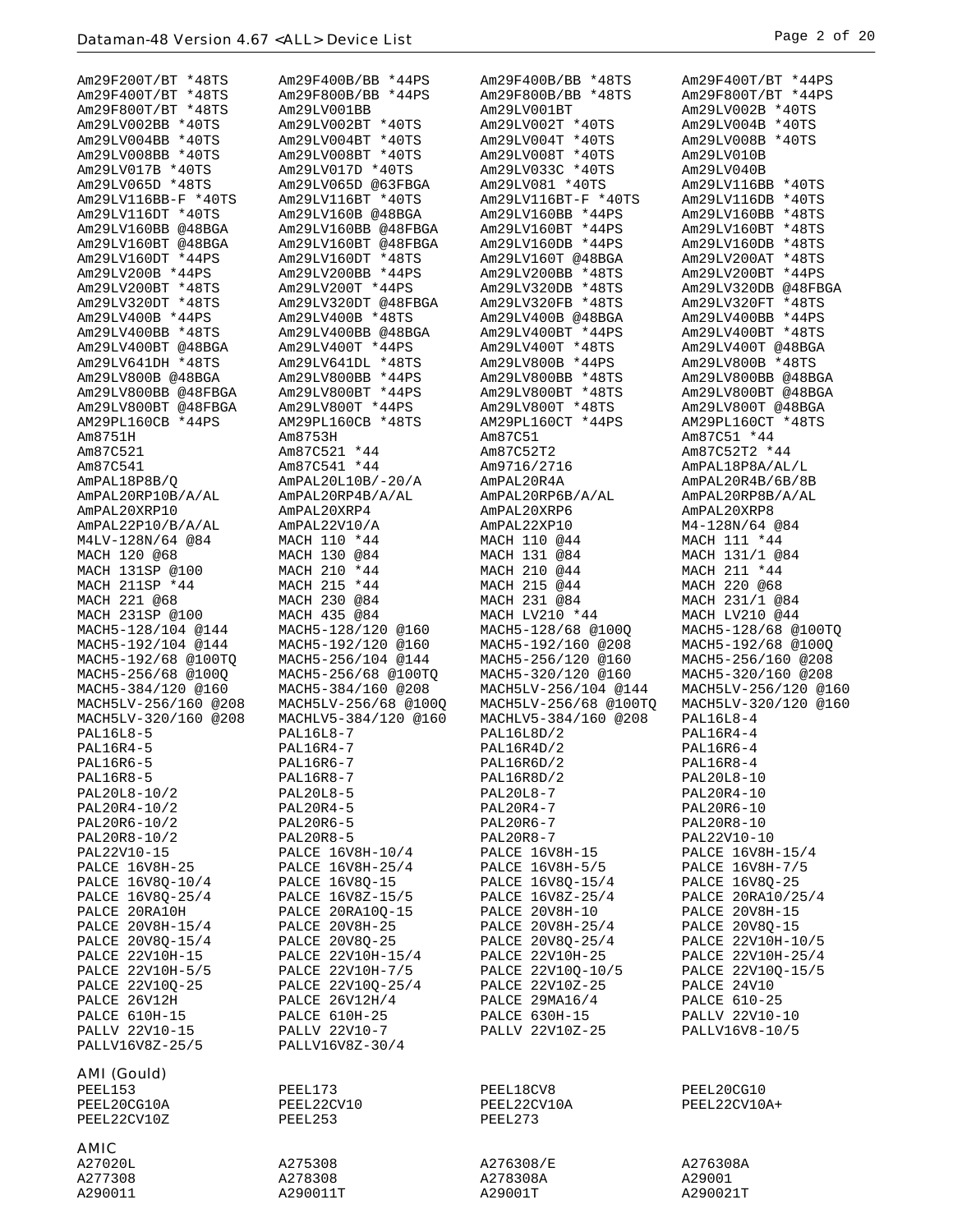Am29F200T/BT *48TS
Am29F400B/BB *44PS
Am29F400B/BB *48TS
Am29F400T/BT *44PS
Am29F400T/BT *48TS
Am29F800B/BB *44PS
Am29F800B/BB *48TS
Am29F800T/BT *44PS
Am29F800T/BT *48TS
Am29LV001BB
Am29LV001BT
Am29LV002B *40TS
Am29LV002BB *40TS
Am29LV002BT *40TS
Am29LV002T *40TS
Am29LV004B *40TS
Am29LV004BB *40TS
Am29LV004BT *40TS
Am29LV004T *40TS
Am29LV008B *40TS
Am29LV008BB *40TS
Am29LV008BT *40TS
Am29LV008T *40TS
Am29LV010B
Am29LV017B *40TS
Am29LV017D *40TS
Am29LV033C *40TS
Am29LV040B
Am29LV065D *48TS
Am29LV065D @63FBGA
Am29LV081 *40TS
Am29LV116BB *40TS
Am29LV116BB-F *40TS
Am29LV116BT *40TS
Am29LV116BT-F *40TS
Am29LV116DB *40TS
Am29LV116DT *40TS
Am29LV160B @48BGA
Am29LV160BB *44PS
Am29LV160BB *48TS
Am29LV160BB @48BGA
Am29LV160BB @48FBGA
Am29LV160BT *44PS
Am29LV160BT *48TS
Am29LV160BT @48BGA
Am29LV160BT @48FBGA
Am29LV160DB *44PS
Am29LV160DB *48TS
Am29LV160DT *44PS
Am29LV160DT *48TS
Am29LV160T @48BGA
Am29LV200AT *48TS
Am29LV200B *44PS
Am29LV200BB *44PS
Am29LV200BB *48TS
Am29LV200BT *44PS
Am29LV200BT *48TS
Am29LV200T *44PS
Am29LV320DB *48TS
Am29LV320DB @48FBGA
Am29LV320DT *48TS
Am29LV320DT @48FBGA
Am29LV320FB *48TS
Am29LV320FT *48TS
Am29LV400B *44PS
Am29LV400B *48TS
Am29LV400B @48BGA
Am29LV400BB *44PS
Am29LV400BB *48TS
Am29LV400BB @48BGA
Am29LV400BT *44PS
Am29LV400BT *48TS
Am29LV400BT @48BGA
Am29LV400T *44PS
Am29LV400T *48TS
Am29LV400T @48BGA
Am29LV641DH *48TS
Am29LV641DL *48TS
Am29LV800B *44PS
Am29LV800B *48TS
Am29LV800B @48BGA
Am29LV800BB *44PS
Am29LV800BB *48TS
Am29LV800BB @48BGA
Am29LV800BB @48FBGA
Am29LV800BT *44PS
Am29LV800BT *48TS
Am29LV800BT @48BGA
Am29LV800BT @48FBGA
Am29LV800T *44PS
Am29LV800T *48TS
Am29LV800T @48BGA
AM29PL160CB *44PS
AM29PL160CB *48TS
AM29PL160CT *44PS
AM29PL160CT *48TS
Am8751H
Am8753H
Am87C51
Am87C51 *44
Am87C521
Am87C521 *44
Am87C52T2
Am87C52T2 *44
Am87C541
Am87C541 *44
Am9716/2716
AmPAL18P8A/AL/L
AmPAL18P8B/Q
AmPAL20L10B/-20/A
AmPAL20R4A
AmPAL20R4B/6B/8B
AmPAL20RP10B/A/AL
AmPAL20RP4B/A/AL
AmPAL20RP6B/A/AL
AmPAL20RP8B/A/AL
AmPAL20XRP10
AmPAL20XRP4
AmPAL20XRP6
AmPAL20XRP8
AmPAL22P10/B/A/AL
AmPAL22V10/A
AmPAL22XP10
M4-128N/64 @84
M4LV-128N/64 @84
MACH 110 *44
MACH 110 @44
MACH 111 *44
MACH 120 @68
MACH 130 @84
MACH 131 @84
MACH 131/1 @84
MACH 131SP @100
MACH 210 *44
MACH 210 @44
MACH 211 *44
MACH 211SP *44
MACH 215 *44
MACH 215 @44
MACH 220 @68
MACH 221 @68
MACH 230 @84
MACH 231 @84
MACH 231/1 @84
MACH 231SP @100
MACH 435 @84
MACH LV210 *44
MACH LV210 @44
MACH5-128/104 @144
MACH5-128/120 @160
MACH5-128/68 @100Q
MACH5-128/68 @100TQ
MACH5-192/104 @144
MACH5-192/120 @160
MACH5-192/160 @208
MACH5-192/68 @100Q
MACH5-192/68 @100TQ
MACH5-256/104 @144
MACH5-256/120 @160
MACH5-256/160 @208
MACH5-256/68 @100Q
MACH5-256/68 @100TQ
MACH5-320/120 @160
MACH5-320/160 @208
MACH5-384/120 @160
MACH5-384/160 @208
MACH5LV-256/104 @144
MACH5LV-256/120 @160
MACH5LV-256/160 @208
MACH5LV-256/68 @100Q
MACH5LV-256/68 @100TQ
MACH5LV-320/120 @160
MACH5LV-320/160 @208
MACHLV5-384/120 @160
MACHLV5-384/160 @208
PAL16L8-4
PAL16L8-5
PAL16L8-7
PAL16L8D/2
PAL16R4-4
PAL16R4-5
PAL16R4-7
PAL16R4D/2
PAL16R6-4
PAL16R6-5
PAL16R6-7
PAL16R6D/2
PAL16R8-4
PAL16R8-5
PAL16R8-7
PAL16R8D/2
PAL20L8-10
PAL20L8-10/2
PAL20L8-5
PAL20L8-7
PAL20R4-10
PAL20R4-10/2
PAL20R4-5
PAL20R4-7
PAL20R6-10
PAL20R6-10/2
PAL20R6-5
PAL20R6-7
PAL20R8-10
PAL20R8-10/2
PAL20R8-5
PAL20R8-7
PAL22V10-10
PAL22V10-15
PALCE 16V8H-10/4
PALCE 16V8H-15
PALCE 16V8H-15/4
PALCE 16V8H-25
PALCE 16V8H-25/4
PALCE 16V8H-5/5
PALCE 16V8H-7/5
PALCE 16V8Q-10/4
PALCE 16V8Q-15
PALCE 16V8Q-15/4
PALCE 16V8Q-25
PALCE 16V8Q-25/4
PALCE 16V8Z-15/5
PALCE 16V8Z-25/4
PALCE 20RA10/25/4
PALCE 20RA10H
PALCE 20RA10Q-15
PALCE 20V8H-10
PALCE 20V8H-15
PALCE 20V8H-15/4
PALCE 20V8H-25
PALCE 20V8H-25/4
PALCE 20V8Q-15
PALCE 20V8Q-15/4
PALCE 20V8Q-25
PALCE 20V8Q-25/4
PALCE 22V10H-10/5
PALCE 22V10H-15
PALCE 22V10H-15/4
PALCE 22V10H-25
PALCE 22V10H-25/4
PALCE 22V10H-5/5
PALCE 22V10H-7/5
PALCE 22V10Q-10/5
PALCE 22V10Q-15/5
PALCE 22V10Q-25
PALCE 22V10Q-25/4
PALCE 22V10Z-25
PALCE 24V10
PALCE 26V12H
PALCE 26V12H/4
PALCE 29MA16/4
PALCE 610-25
PALCE 610H-15
PALCE 610H-25
PALCE 630H-15
PALLV 22V10-10
PALLV 22V10-15
PALLV 22V10-7
PALLV 22V10Z-25
PALLV16V8-10/5
PALLV16V8Z-25/5
PALLV16V8Z-30/4

## AMI (Gould)

PEEL153
PEEL173
PEEL18CV8
PEEL20CG10
PEEL20CG10A
PEEL22CV10
PEEL22CV10A
PEEL22CV10A+
PEEL22CV10Z
PEEL253
PEEL273

## AMIC

A27020L
A275308
A276308/E
A276308A
A277308
A278308
A278308A
A29001
A290011
A290011T
A29001T
A290021T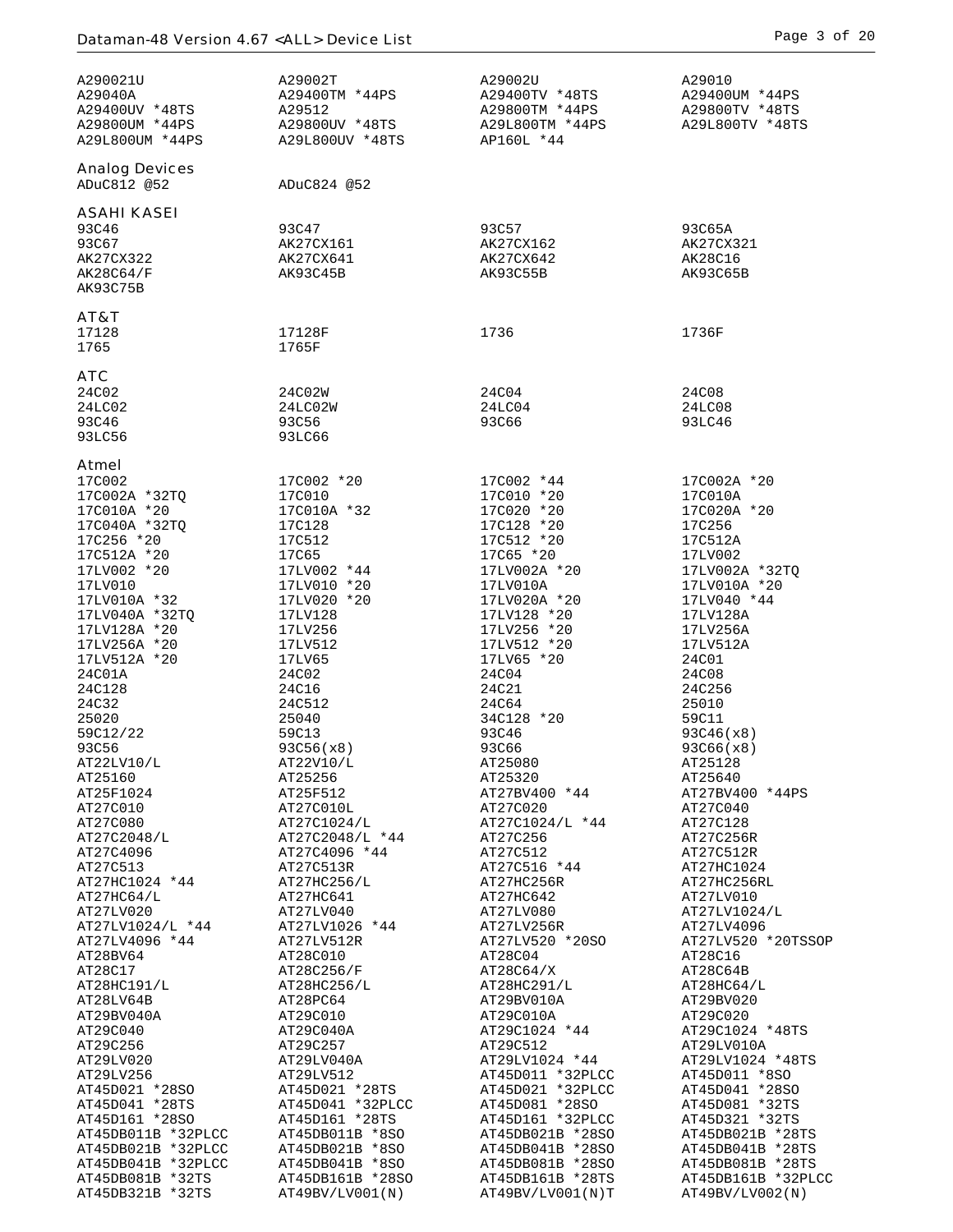| | | | |
|---|---|---|---|
| A290021U | A29002T | A29002U | A29010 |
| A29040A | A29400TM *44PS | A29400TV *48TS | A29400UM *44PS |
| A29400UV *48TS | A29512 | A29800TM *44PS | A29800TV *48TS |
| A29800UM *44PS | A29800UV *48TS | A29L800TM *44PS | A29L800TV *48TS |
| A29L800UM *44PS | A29L800UV *48TS | AP160L *44 | |

## Analog Devices

| | | | |
|---|---|---|---|
| ADuC812 @52 | ADuC824 @52 | | |

## ASAHI KASEI

| | | | |
|---|---|---|---|
| 93C46 | 93C47 | 93C57 | 93C65A |
| 93C67 | AK27CX161 | AK27CX162 | AK27CX321 |
| AK27CX322 | AK27CX641 | AK27CX642 | AK28C16 |
| AK28C64/F | AK93C45B | AK93C55B | AK93C65B |
| AK93C75B | | | |

## AT&T

| | | | |
|---|---|---|---|
| 17128 | 17128F | 1736 | 1736F |
| 1765 | 1765F | | |

## ATC

| | | | |
|---|---|---|---|
| 24C02 | 24C02W | 24C04 | 24C08 |
| 24LC02 | 24LC02W | 24LC04 | 24LC08 |
| 93C46 | 93C56 | 93C66 | 93LC46 |
| 93LC56 | 93LC66 | | |

## Atmel

| | | | |
|---|---|---|---|
| 17C002 | 17C002 *20 | 17C002 *44 | 17C002A *20 |
| 17C002A *32TQ | 17C010 | 17C010 *20 | 17C010A |
| 17C010A *20 | 17C010A *32 | 17C020 *20 | 17C020A *20 |
| 17C040A *32TQ | 17C128 | 17C128 *20 | 17C256 |
| 17C256 *20 | 17C512 | 17C512 *20 | 17C512A |
| 17C512A *20 | 17C65 | 17C65 *20 | 17LV002 |
| 17LV002 *20 | 17LV002 *44 | 17LV002A *20 | 17LV002A *32TQ |
| 17LV010 | 17LV010 *20 | 17LV010A | 17LV010A *20 |
| 17LV010A *32 | 17LV020 *20 | 17LV020A *20 | 17LV040 *44 |
| 17LV040A *32TQ | 17LV128 | 17LV128 *20 | 17LV128A |
| 17LV128A *20 | 17LV256 | 17LV256 *20 | 17LV256A |
| 17LV256A *20 | 17LV512 | 17LV512 *20 | 17LV512A |
| 17LV512A *20 | 17LV65 | 17LV65 *20 | 24C01 |
| 24C01A | 24C02 | 24C04 | 24C08 |
| 24C128 | 24C16 | 24C21 | 24C256 |
| 24C32 | 24C512 | 24C64 | 25010 |
| 25020 | 25040 | 34C128 *20 | 59C11 |
| 59C12/22 | 59C13 | 93C46 | 93C46(x8) |
| 93C56 | 93C56(x8) | 93C66 | 93C66(x8) |
| AT22LV10/L | AT22V10/L | AT25080 | AT25128 |
| AT25160 | AT25256 | AT25320 | AT25640 |
| AT25F1024 | AT25F512 | AT27BV400 *44 | AT27BV400 *44PS |
| AT27C010 | AT27C010L | AT27C020 | AT27C040 |
| AT27C080 | AT27C1024/L | AT27C1024/L *44 | AT27C128 |
| AT27C2048/L | AT27C2048/L *44 | AT27C256 | AT27C256R |
| AT27C4096 | AT27C4096 *44 | AT27C512 | AT27C512R |
| AT27C513 | AT27C513R | AT27C516 *44 | AT27HC1024 |
| AT27HC1024 *44 | AT27HC256/L | AT27HC256R | AT27HC256RL |
| AT27HC64/L | AT27HC641 | AT27HC642 | AT27LV010 |
| AT27LV020 | AT27LV040 | AT27LV080 | AT27LV1024/L |
| AT27LV1024/L *44 | AT27LV1026 *44 | AT27LV256R | AT27LV4096 |
| AT27LV4096 *44 | AT27LV512R | AT27LV520 *20SO | AT27LV520 *20TSSOP |
| AT28BV64 | AT28C010 | AT28C04 | AT28C16 |
| AT28C17 | AT28C256/F | AT28C64/X | AT28C64B |
| AT28HC191/L | AT28HC256/L | AT28HC291/L | AT28HC64/L |
| AT28LV64B | AT28PC64 | AT29BV010A | AT29BV020 |
| AT29BV040A | AT29C010 | AT29C010A | AT29C020 |
| AT29C040 | AT29C040A | AT29C1024 *44 | AT29C1024 *48TS |
| AT29C256 | AT29C257 | AT29C512 | AT29LV010A |
| AT29LV020 | AT29LV040A | AT29LV1024 *44 | AT29LV1024 *48TS |
| AT29LV256 | AT29LV512 | AT45D011 *32PLCC | AT45D011 *8SO |
| AT45D021 *28SO | AT45D021 *28TS | AT45D021 *32PLCC | AT45D041 *28SO |
| AT45D041 *28TS | AT45D041 *32PLCC | AT45D081 *28SO | AT45D081 *32TS |
| AT45D161 *28SO | AT45D161 *28TS | AT45D161 *32PLCC | AT45D321 *32TS |
| AT45DB011B *32PLCC | AT45DB011B *8SO | AT45DB021B *28SO | AT45DB021B *28TS |
| AT45DB021B *32PLCC | AT45DB021B *8SO | AT45DB041B *28SO | AT45DB041B *28TS |
| AT45DB041B *32PLCC | AT45DB041B *8SO | AT45DB081B *28SO | AT45DB081B *28TS |
| AT45DB081B *32TS | AT45DB161B *28SO | AT45DB161B *28TS | AT45DB161B *32PLCC |
| AT45DB321B *32TS | AT49BV/LV001(N) | AT49BV/LV001(N)T | AT49BV/LV002(N) |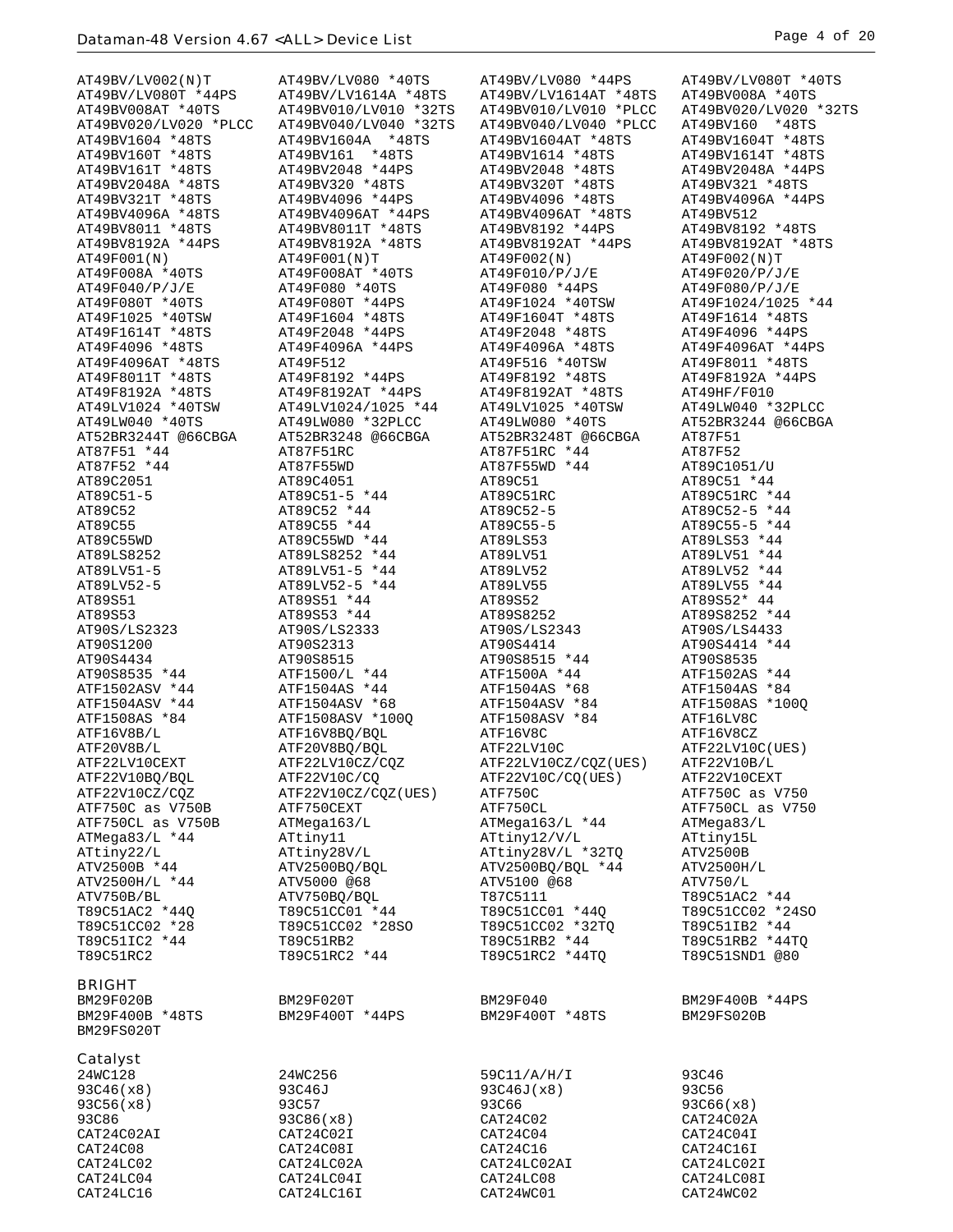AT49BV/LV002(N)T
AT49BV/LV080 *40TS
AT49BV/LV080 *44PS
AT49BV/LV080T *40TS
AT49BV/LV080T *44PS
AT49BV/LV1614A *48TS
AT49BV/LV1614AT *48TS
AT49BV008A *40TS
AT49BV008AT *40TS
AT49BV010/LV010 *32TS
AT49BV010/LV010 *PLCC
AT49BV020/LV020 *32TS
AT49BV020/LV020 *PLCC
AT49BV040/LV040 *32TS
AT49BV040/LV040 *PLCC
AT49BV160 *48TS
AT49BV1604 *48TS
AT49BV1604A *48TS
AT49BV1604AT *48TS
AT49BV1604T *48TS
AT49BV160T *48TS
AT49BV161 *48TS
AT49BV1614 *48TS
AT49BV1614T *48TS
AT49BV161T *48TS
AT49BV2048 *44PS
AT49BV2048 *48TS
AT49BV2048A *44PS
AT49BV2048A *48TS
AT49BV320 *48TS
AT49BV320T *48TS
AT49BV321 *48TS
AT49BV321T *48TS
AT49BV4096 *44PS
AT49BV4096 *48TS
AT49BV4096A *44PS
AT49BV4096A *48TS
AT49BV4096AT *44PS
AT49BV4096AT *48TS
AT49BV512
AT49BV8011 *48TS
AT49BV8011T *48TS
AT49BV8192 *44PS
AT49BV8192 *48TS
AT49BV8192A *44PS
AT49BV8192A *48TS
AT49BV8192AT *44PS
AT49BV8192AT *48TS
AT49F001(N)
AT49F001(N)T
AT49F002(N)
AT49F002(N)T
AT49F008A *40TS
AT49F008AT *40TS
AT49F010/P/J/E
AT49F020/P/J/E
AT49F040/P/J/E
AT49F080 *40TS
AT49F080 *44PS
AT49F080/P/J/E
AT49F080T *40TS
AT49F080T *44PS
AT49F1024 *40TSW
AT49F1024/1025 *44
AT49F1025 *40TSW
AT49F1604 *48TS
AT49F1604T *48TS
AT49F1614 *48TS
AT49F1614T *48TS
AT49F2048 *44PS
AT49F2048 *48TS
AT49F4096 *44PS
AT49F4096 *48TS
AT49F4096A *44PS
AT49F4096A *48TS
AT49F4096AT *44PS
AT49F4096AT *48TS
AT49F512
AT49F516 *40TSW
AT49F8011 *48TS
AT49F8011T *48TS
AT49F8192 *44PS
AT49F8192 *48TS
AT49F8192A *44PS
AT49F8192A *48TS
AT49F8192AT *44PS
AT49F8192AT *48TS
AT49HF/F010
AT49LV1024 *40TSW
AT49LV1024/1025 *44
AT49LV1025 *40TSW
AT49LW040 *32PLCC
AT49LW040 *40TS
AT49LW080 *32PLCC
AT49LW080 *40TS
AT52BR3244 @66CBGA
AT52BR3244T @66CBGA
AT52BR3248 @66CBGA
AT52BR3248T @66CBGA
AT87F51
AT87F51 *44
AT87F51RC
AT87F51RC *44
AT87F52
AT87F52 *44
AT87F55WD
AT87F55WD *44
AT89C1051/U
AT89C2051
AT89C4051
AT89C51
AT89C51 *44
AT89C51-5
AT89C51-5 *44
AT89C51RC
AT89C51RC *44
AT89C52
AT89C52 *44
AT89C52-5
AT89C52-5 *44
AT89C55
AT89C55 *44
AT89C55-5
AT89C55-5 *44
AT89C55WD
AT89C55WD *44
AT89LS53
AT89LS53 *44
AT89LS8252
AT89LS8252 *44
AT89LV51
AT89LV51 *44
AT89LV51-5
AT89LV51-5 *44
AT89LV52
AT89LV52 *44
AT89LV52-5
AT89LV52-5 *44
AT89LV55
AT89LV55 *44
AT89S51
AT89S51 *44
AT89S52
AT89S52* 44
AT89S53
AT89S53 *44
AT89S8252
AT89S8252 *44
AT90S/LS2323
AT90S/LS2333
AT90S/LS2343
AT90S/LS4433
AT90S1200
AT90S2313
AT90S4414
AT90S4414 *44
AT90S4434
AT90S8515
AT90S8515 *44
AT90S8535
AT90S8535 *44
ATF1500/L *44
ATF1500A *44
ATF1502AS *44
ATF1502ASV *44
ATF1504AS *44
ATF1504AS *68
ATF1504AS *84
ATF1504ASV *44
ATF1504ASV *68
ATF1504ASV *84
ATF1508AS *100Q
ATF1508AS *84
ATF1508ASV *100Q
ATF1508ASV *84
ATF16LV8C
ATF16V8B/L
ATF16V8BQ/BQL
ATF16V8C
ATF16V8CZ
ATF20V8B/L
ATF20V8BQ/BQL
ATF22LV10C
ATF22LV10C(UES)
ATF22LV10CEXT
ATF22LV10CZ/CQZ
ATF22LV10CZ/CQZ(UES)
ATF22V10B/L
ATF22V10BQ/BQL
ATF22V10C/CQ
ATF22V10C/CQ(UES)
ATF22V10CEXT
ATF22V10CZ/CQZ
ATF22V10CZ/CQZ(UES)
ATF750C
ATF750C as V750
ATF750C as V750B
ATF750CEXT
ATF750CL
ATF750CL as V750
ATF750CL as V750B
ATMega163/L
ATMega163/L *44
ATMega83/L
ATMega83/L *44
ATtiny11
ATtiny12/V/L
ATtiny15L
ATtiny22/L
ATtiny28V/L
ATtiny28V/L *32TQ
ATV2500B
ATV2500B *44
ATV2500BQ/BQL
ATV2500BQ/BQL *44
ATV2500H/L
ATV2500H/L *44
ATV5000 @68
ATV5100 @68
ATV750/L
ATV750B/BL
ATV750BQ/BQL
T87C5111
T89C51AC2 *44
T89C51AC2 *44Q
T89C51CC01 *44
T89C51CC01 *44Q
T89C51CC02 *24SO
T89C51CC02 *28
T89C51CC02 *28SO
T89C51CC02 *32TQ
T89C51IB2 *44
T89C51IC2 *44
T89C51RB2
T89C51RB2 *44
T89C51RB2 *44TQ
T89C51RC2
T89C51RC2 *44
T89C51RC2 *44TQ
T89C51SND1 @80

## BRIGHT

BM29F020B
BM29F020T
BM29F040
BM29F400B *44PS
BM29F400B *48TS
BM29F400T *44PS
BM29F400T *48TS
BM29FS020B
BM29FS020T

## Catalyst

24WC128
24WC256
59C11/A/H/I
93C46
93C46(x8)
93C46J
93C46J(x8)
93C56
93C56(x8)
93C57
93C66
93C66(x8)
93C86
93C86(x8)
CAT24C02
CAT24C02A
CAT24C02AI
CAT24C02I
CAT24C04
CAT24C04I
CAT24C08
CAT24C08I
CAT24C16
CAT24C16I
CAT24LC02
CAT24LC02A
CAT24LC02AI
CAT24LC02I
CAT24LC04
CAT24LC04I
CAT24LC08
CAT24LC08I
CAT24LC16
CAT24LC16I
CAT24WC01
CAT24WC02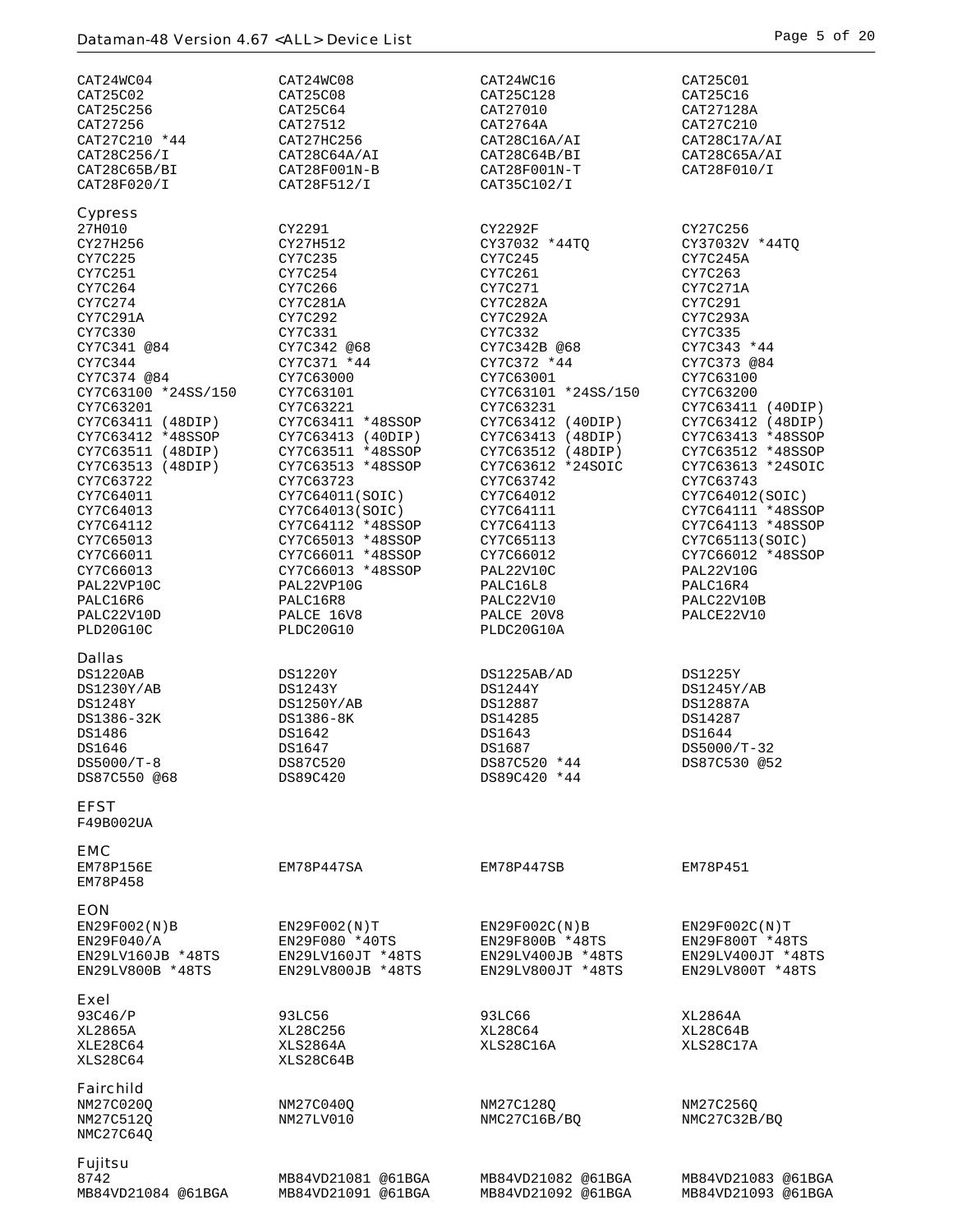CAT24WC04 CAT24WC08 CAT24WC16 CAT25C01
CAT25C02 CAT25C08 CAT25C128 CAT25C16
CAT25C256 CAT25C64 CAT27010 CAT27128A
CAT27256 CAT27512 CAT2764A CAT27C210
CAT27C210 *44 CAT27HC256 CAT28C16A/AI CAT28C17A/AI
CAT28C256/I CAT28C64A/AI CAT28C64B/BI CAT28C65A/AI
CAT28C65B/BI CAT28F001N-B CAT28F001N-T CAT28F010/I
CAT28F020/I CAT28F512/I CAT35C102/I

### Cypress

27H010 CY2291 CY2292F CY27C256
CY27H256 CY27H512 CY37032 *44TQ CY37032V *44TQ
CY7C225 CY7C235 CY7C245 CY7C245A
CY7C251 CY7C254 CY7C261 CY7C263
CY7C264 CY7C266 CY7C271 CY7C271A
CY7C274 CY7C281A CY7C282A CY7C291
CY7C291A CY7C292 CY7C292A CY7C293A
CY7C330 CY7C331 CY7C332 CY7C335
CY7C341 @84 CY7C342 @68 CY7C342B @68 CY7C343 *44
CY7C344 CY7C371 *44 CY7C372 *44 CY7C373 @84
CY7C374 @84 CY7C63000 CY7C63001 CY7C63100
CY7C63100 *24SS/150 CY7C63101 CY7C63101 *24SS/150 CY7C63200
CY7C63201 CY7C63221 CY7C63231 CY7C63411 (40DIP)
CY7C63411 (48DIP) CY7C63411 *48SSOP CY7C63412 (40DIP) CY7C63412 (48DIP)
CY7C63412 *48SSOP CY7C63413 (40DIP) CY7C63413 (48DIP) CY7C63413 *48SSOP
CY7C63511 (48DIP) CY7C63511 *48SSOP CY7C63512 (48DIP) CY7C63512 *48SSOP
CY7C63513 (48DIP) CY7C63513 *48SSOP CY7C63612 *24SOIC CY7C63613 *24SOIC
CY7C63722 CY7C63723 CY7C63742 CY7C63743
CY7C64011 CY7C64011(SOIC) CY7C64012 CY7C64012(SOIC)
CY7C64013 CY7C64013(SOIC) CY7C64111 CY7C64111 *48SSOP
CY7C64112 CY7C64112 *48SSOP CY7C64113 CY7C64113 *48SSOP
CY7C65013 CY7C65013 *48SSOP CY7C65113 CY7C65113(SOIC)
CY7C66011 CY7C66011 *48SSOP CY7C66012 CY7C66012 *48SSOP
CY7C66013 CY7C66013 *48SSOP PAL22V10C PAL22V10G
PAL22VP10C PAL22VP10G PALC16L8 PALC16R4
PALC16R6 PALC16R8 PALC22V10 PALC22V10B
PALC22V10D PALCE 16V8 PALCE 20V8 PALCE22V10
PLD20G10C PLDC20G10 PLDC20G10A

### Dallas

DS1220AB DS1220Y DS1225AB/AD DS1225Y
DS1230Y/AB DS1243Y DS1244Y DS1245Y/AB
DS1248Y DS1250Y/AB DS12887 DS12887A
DS1386-32K DS1386-8K DS14285 DS14287
DS1486 DS1642 DS1643 DS1644
DS1646 DS1647 DS1687 DS5000/T-32
DS5000/T-8 DS87C520 DS87C520 *44 DS87C530 @52
DS87C550 @68 DS89C420 DS89C420 *44

### EFST

F49B002UA

### EMC

EM78P156E EM78P447SA EM78P447SB EM78P451
EM78P458

### EON

EN29F002(N)B EN29F002(N)T EN29F002C(N)B EN29F002C(N)T
EN29F040/A EN29F080 *40TS EN29F800B *48TS EN29F800T *48TS
EN29LV160JB *48TS EN29LV160JT *48TS EN29LV400JB *48TS EN29LV400JT *48TS
EN29LV800B *48TS EN29LV800JB *48TS EN29LV800JT *48TS EN29LV800T *48TS

### Exel

93C46/P 93LC56 93LC66 XL2864A
XL2865A XL28C256 XL28C64 XL28C64B
XLE28C64 XLS2864A XLS28C16A XLS28C17A
XLS28C64 XLS28C64B

### Fairchild

NM27C020Q NM27C040Q NM27C128Q NM27C256Q
NM27C512Q NM27LV010 NMC27C16B/BQ NMC27C32B/BQ
NMC27C64Q

### Fujitsu

8742 MB84VD21081 @61BGA MB84VD21082 @61BGA MB84VD21083 @61BGA
MB84VD21084 @61BGA MB84VD21091 @61BGA MB84VD21092 @61BGA MB84VD21093 @61BGA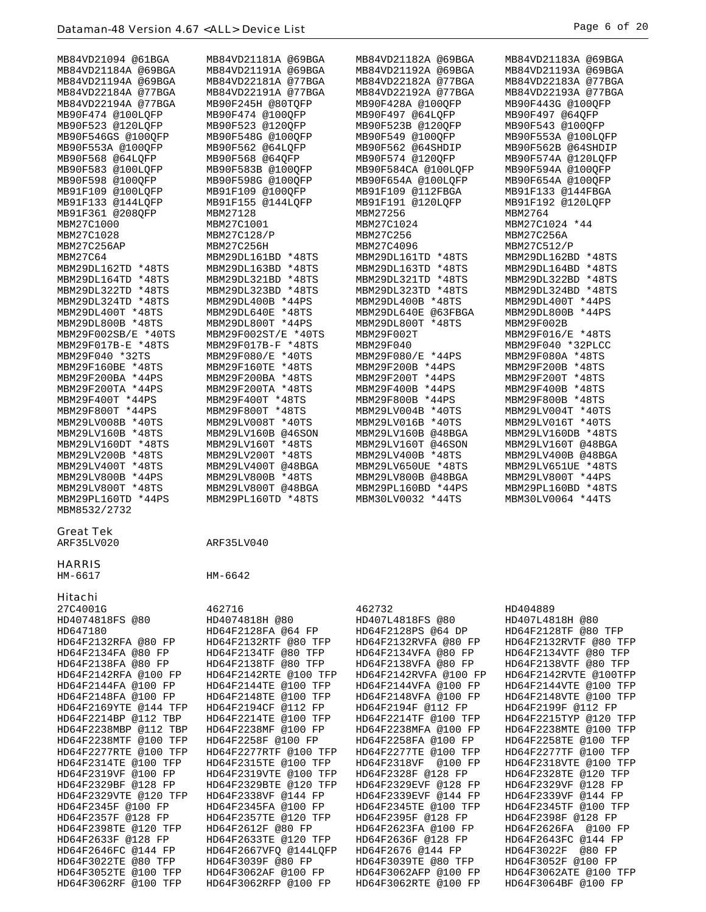| | | | |
|---|---|---|---|
| MB84VD21094 @61BGA | MB84VD21181A @69BGA | MB84VD21182A @69BGA | MB84VD21183A @69BGA |
| MB84VD21184A @69BGA | MB84VD21191A @69BGA | MB84VD21192A @69BGA | MB84VD21193A @69BGA |
| MB84VD21194A @69BGA | MB84VD22181A @77BGA | MB84VD22182A @77BGA | MB84VD22183A @77BGA |
| MB84VD22184A @77BGA | MB84VD22191A @77BGA | MB84VD22192A @77BGA | MB84VD22193A @77BGA |
| MB84VD22194A @77BGA | MB90F245H @80TQFP | MB90F428A @100QFP | MB90F443G @100QFP |
| MB90F474 @100LQFP | MB90F474 @100QFP | MB90F497 @64LQFP | MB90F497 @64QFP |
| MB90F523 @120LQFP | MB90F523 @120QFP | MB90F523B @120QFP | MB90F543 @100QFP |
| MB90F546GS @100QFP | MB90F548G @100QFP | MB90F549 @100QFP | MB90F553A @100LQFP |
| MB90F553A @100QFP | MB90F562 @64LQFP | MB90F562 @64SHDIP | MB90F562B @64SHDIP |
| MB90F568 @64LQFP | MB90F568 @64QFP | MB90F574 @120QFP | MB90F574A @120LQFP |
| MB90F583 @100LQFP | MB90F583B @100QFP | MB90F584CA @100LQFP | MB90F594A @100QFP |
| MB90F598 @100QFP | MB90F598G @100QFP | MB90F654A @100LQFP | MB90F654A @100QFP |
| MB91F109 @100LQFP | MB91F109 @100QFP | MB91F109 @112FBGA | MB91F133 @144FBGA |
| MB91F133 @144LQFP | MB91F155 @144LQFP | MB91F191 @120LQFP | MB91F192 @120LQFP |
| MB91F361 @208QFP | MBM27128 | MBM27256 | MBM2764 |
| MBM27C1000 | MBM27C1001 | MBM27C1024 | MBM27C1024 *44 |
| MBM27C1028 | MBM27C128/P | MBM27C256 | MBM27C256A |
| MBM27C256AP | MBM27C256H | MBM27C4096 | MBM27C512/P |
| MBM27C64 | MBM29DL161BD *48TS | MBM29DL161TD *48TS | MBM29DL162BD *48TS |
| MBM29DL162TD *48TS | MBM29DL163BD *48TS | MBM29DL163TD *48TS | MBM29DL164BD *48TS |
| MBM29DL164TD *48TS | MBM29DL321BD *48TS | MBM29DL321TD *48TS | MBM29DL322BD *48TS |
| MBM29DL322TD *48TS | MBM29DL323BD *48TS | MBM29DL323TD *48TS | MBM29DL324BD *48TS |
| MBM29DL324TD *48TS | MBM29DL400B *44PS | MBM29DL400B *48TS | MBM29DL400T *44PS |
| MBM29DL400T *48TS | MBM29DL640E *48TS | MBM29DL640E @63FBGA | MBM29DL800B *44PS |
| MBM29DL800B *48TS | MBM29DL800T *44PS | MBM29DL800T *48TS | MBM29F002B |
| MBM29F002SB/E *40TS | MBM29F002ST/E *40TS | MBM29F002T | MBM29F016/E *48TS |
| MBM29F017B-E *48TS | MBM29F017B-F *48TS | MBM29F040 | MBM29F040 *32PLCC |
| MBM29F040 *32TS | MBM29F080/E *40TS | MBM29F080/E *44PS | MBM29F080A *48TS |
| MBM29F160BE *48TS | MBM29F160TE *48TS | MBM29F200B *44PS | MBM29F200B *48TS |
| MBM29F200BA *44PS | MBM29F200BA *48TS | MBM29F200T *44PS | MBM29F200T *48TS |
| MBM29F200TA *44PS | MBM29F200TA *48TS | MBM29F400B *44PS | MBM29F400B *48TS |
| MBM29F400T *44PS | MBM29F400T *48TS | MBM29F800B *44PS | MBM29F800B *48TS |
| MBM29F800T *44PS | MBM29F800T *48TS | MBM29LV004B *40TS | MBM29LV004T *40TS |
| MBM29LV008B *40TS | MBM29LV008T *40TS | MBM29LV016B *40TS | MBM29LV016T *40TS |
| MBM29LV160B *48TS | MBM29LV160B @46SON | MBM29LV160B @48BGA | MBM29LV160DB *48TS |
| MBM29LV160DT *48TS | MBM29LV160T *48TS | MBM29LV160T @46SON | MBM29LV160T @48BGA |
| MBM29LV200B *48TS | MBM29LV200T *48TS | MBM29LV400B *48TS | MBM29LV400B @48BGA |
| MBM29LV400T *48TS | MBM29LV400T @48BGA | MBM29LV650UE *48TS | MBM29LV651UE *48TS |
| MBM29LV800B *44PS | MBM29LV800B *48TS | MBM29LV800B @48BGA | MBM29LV800T *44PS |
| MBM29LV800T *48TS | MBM29LV800T @48BGA | MBM29PL160BD *44PS | MBM29PL160BD *48TS |
| MBM29PL160TD *44PS | MBM29PL160TD *48TS | MBM30LV0032 *44TS | MBM30LV0064 *44TS |
| MBM8532/2732 | | | |

## Great Tek

| | |
|---|---|
| ARF35LV020 | ARF35LV040 |

## HARRIS

| | |
|---|---|
| HM-6617 | HM-6642 |

## Hitachi

| | | | |
|---|---|---|---|
| 27C4001G | 462716 | 462732 | HD404889 |
| HD4074818FS @80 | HD4074818H @80 | HD407L4818FS @80 | HD407L4818H @80 |
| HD647180 | HD64F2128FA @64 FP | HD64F2128PS @64 DP | HD64F2128TF @80 TFP |
| HD64F2132RFA @80 FP | HD64F2132RTF @80 TFP | HD64F2132RVFA @80 FP | HD64F2132RVTF @80 TFP |
| HD64F2134FA @80 FP | HD64F2134TF @80 TFP | HD64F2134VFA @80 FP | HD64F2134VTF @80 TFP |
| HD64F2138FA @80 FP | HD64F2138TF @80 TFP | HD64F2138VFA @80 FP | HD64F2138VTF @80 TFP |
| HD64F2142RFA @100 FP | HD64F2142RTE @100 TFP | HD64F2142RVFA @100 FP | HD64F2142RVTE @100TFP |
| HD64F2144FA @100 FP | HD64F2144TE @100 TFP | HD64F2144VFA @100 FP | HD64F2144VTE @100 TFP |
| HD64F2148FA @100 FP | HD64F2148TE @100 TFP | HD64F2148VFA @100 FP | HD64F2148VTE @100 TFP |
| HD64F2169YTE @144 TFP | HD64F2194CF @112 FP | HD64F2194F @112 FP | HD64F2199F @112 FP |
| HD64F2214BP @112 TBP | HD64F2214TE @100 TFP | HD64F2214TF @100 TFP | HD64F2215TYP @120 TFP |
| HD64F2238MBP @112 TBP | HD64F2238MF @100 FP | HD64F2238MFA @100 FP | HD64F2238MTE @100 TFP |
| HD64F2238MTF @100 TFP | HD64F2258F @100 FP | HD64F2258FA @100 FP | HD64F2258TE @100 TFP |
| HD64F2277RTE @100 TFP | HD64F2277RTF @100 TFP | HD64F2277TE @100 TFP | HD64F2277TF @100 TFP |
| HD64F2314TE @100 TFP | HD64F2315TE @100 TFP | HD64F2318VF @100 FP | HD64F2318VTE @100 TFP |
| HD64F2319VF @100 FP | HD64F2319VTE @100 TFP | HD64F2328F @128 FP | HD64F2328TE @120 TFP |
| HD64F2329BF @128 FP | HD64F2329BTE @120 TFP | HD64F2329EVF @128 FP | HD64F2329VF @128 FP |
| HD64F2329VTE @120 TFP | HD64F2338VF @144 FP | HD64F2339EVF @144 FP | HD64F2339VF @144 FP |
| HD64F2345F @100 FP | HD64F2345FA @100 FP | HD64F2345TE @100 TFP | HD64F2345TF @100 TFP |
| HD64F2357F @128 FP | HD64F2357TE @120 TFP | HD64F2395F @128 FP | HD64F2398F @128 FP |
| HD64F2398TE @120 TFP | HD64F2612F @80 FP | HD64F2623FA @100 FP | HD64F2626FA @100 FP |
| HD64F2633F @128 FP | HD64F2633TE @120 TFP | HD64F2636F @128 FP | HD64F2643FC @144 FP |
| HD64F2646FC @144 FP | HD64F2667VFQ @144LQFP | HD64F2676 @144 FP | HD64F3022F @80 FP |
| HD64F3022TE @80 TFP | HD64F3039F @80 FP | HD64F3039TE @80 TFP | HD64F3052F @100 FP |
| HD64F3052TE @100 TFP | HD64F3062AF @100 FP | HD64F3062AFP @100 FP | HD64F3062ATE @100 TFP |
| HD64F3062RF @100 TFP | HD64F3062RFP @100 FP | HD64F3062RTE @100 FP | HD64F3064BF @100 FP |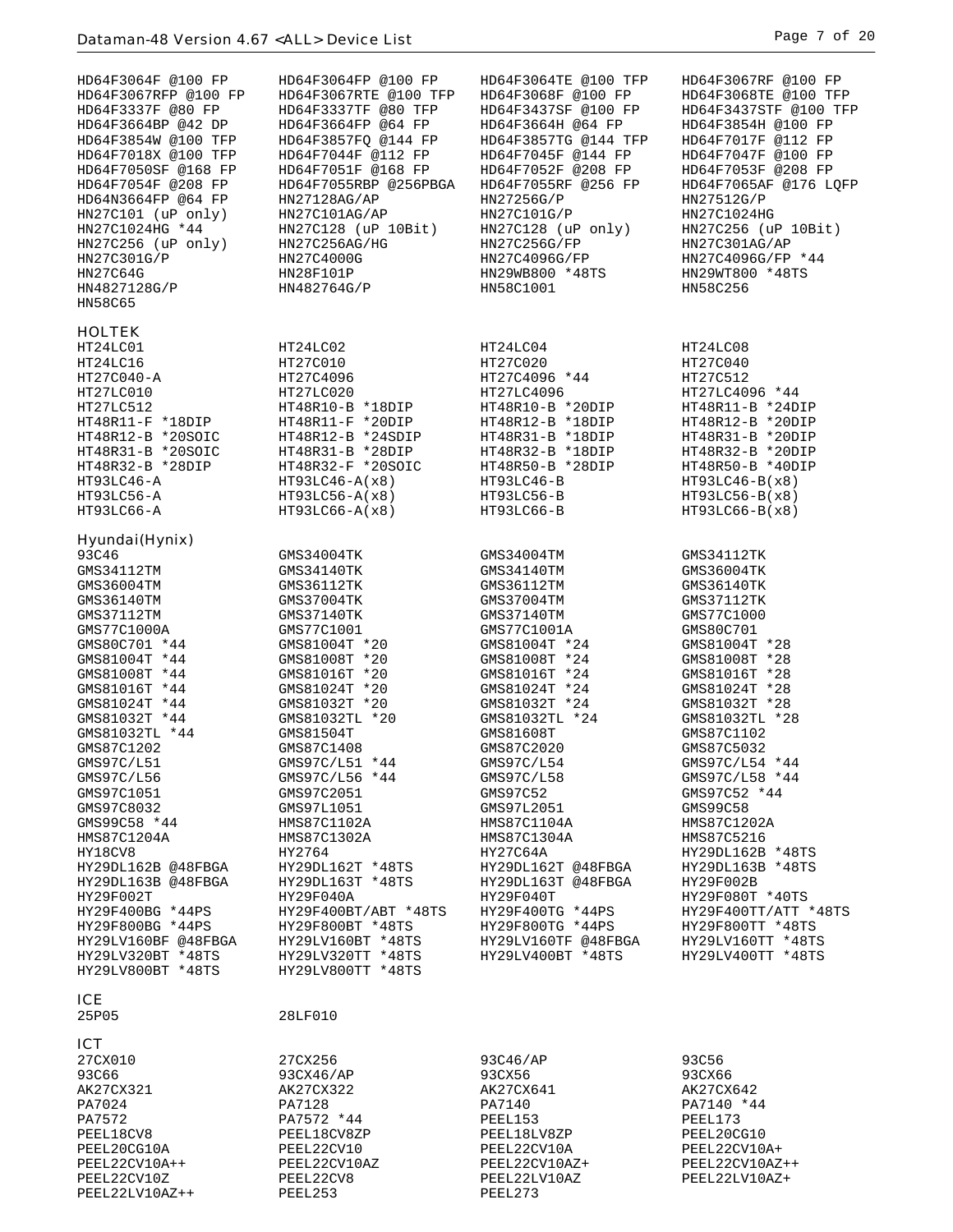| | | | |
|---|---|---|---|
| HD64F3064F @100 FP | HD64F3064FP @100 FP | HD64F3064TE @100 TFP | HD64F3067RF @100 FP |
| HD64F3067RFP @100 FP | HD64F3067RTE @100 TFP | HD64F3068F @100 FP | HD64F3068TE @100 TFP |
| HD64F3337F @80 FP | HD64F3337TF @80 TFP | HD64F3437SF @100 FP | HD64F3437STF @100 TFP |
| HD64F3664BP @42 DP | HD64F3664FP @64 FP | HD64F3664H @64 FP | HD64F3854H @100 FP |
| HD64F3854W @100 TFP | HD64F3857FQ @144 FP | HD64F3857TG @144 TFP | HD64F7017F @112 FP |
| HD64F7018X @100 TFP | HD64F7044F @112 FP | HD64F7045F @144 FP | HD64F7047F @100 FP |
| HD64F7050SF @168 FP | HD64F7051F @168 FP | HD64F7052F @208 FP | HD64F7053F @208 FP |
| HD64F7054F @208 FP | HD64F7055RBP @256PBGA | HD64F7055RF @256 FP | HD64F7065AF @176 LQFP |
| HD64N3664FP @64 FP | HN27128AG/AP | HN27256G/P | HN27512G/P |
| HN27C101 (uP only) | HN27C101AG/AP | HN27C101G/P | HN27C1024HG |
| HN27C1024HG *44 | HN27C128 (uP 10Bit) | HN27C128 (uP only) | HN27C256 (uP 10Bit) |
| HN27C256 (uP only) | HN27C256AG/HG | HN27C256G/FP | HN27C301AG/AP |
| HN27C301G/P | HN27C4000G | HN27C4096G/FP | HN27C4096G/FP *44 |
| HN27C64G | HN28F101P | HN29WB800 *48TS | HN29WT800 *48TS |
| HN4827128G/P | HN482764G/P | HN58C1001 | HN58C256 |
| HN58C65 | | | |

## HOLTEK

| | | | |
|---|---|---|---|
| HT24LC01 | HT24LC02 | HT24LC04 | HT24LC08 |
| HT24LC16 | HT27C010 | HT27C020 | HT27C040 |
| HT27C040-A | HT27C4096 | HT27C4096 *44 | HT27C512 |
| HT27LC010 | HT27LC020 | HT27LC4096 | HT27LC4096 *44 |
| HT27LC512 | HT48R10-B *18DIP | HT48R10-B *20DIP | HT48R11-B *24DIP |
| HT48R11-F *18DIP | HT48R11-F *20DIP | HT48R12-B *18DIP | HT48R12-B *20DIP |
| HT48R12-B *20SOIC | HT48R12-B *24SDIP | HT48R31-B *18DIP | HT48R31-B *20DIP |
| HT48R31-B *20SOIC | HT48R31-B *28DIP | HT48R32-B *18DIP | HT48R32-B *20DIP |
| HT48R32-B *28DIP | HT48R32-F *20SOIC | HT48R50-B *28DIP | HT48R50-B *40DIP |
| HT93LC46-A | HT93LC46-A(x8) | HT93LC46-B | HT93LC46-B(x8) |
| HT93LC56-A | HT93LC56-A(x8) | HT93LC56-B | HT93LC56-B(x8) |
| HT93LC66-A | HT93LC66-A(x8) | HT93LC66-B | HT93LC66-B(x8) |

## Hyundai(Hynix)

| | | | |
|---|---|---|---|
| 93C46 | GMS34004TK | GMS34004TM | GMS34112TK |
| GMS34112TM | GMS34140TK | GMS34140TM | GMS36004TK |
| GMS36004TM | GMS36112TK | GMS36112TM | GMS36140TK |
| GMS36140TM | GMS37004TK | GMS37004TM | GMS37112TK |
| GMS37112TM | GMS37140TK | GMS37140TM | GMS77C1000 |
| GMS77C1000A | GMS77C1001 | GMS77C1001A | GMS80C701 |
| GMS80C701 *44 | GMS81004T *20 | GMS81004T *24 | GMS81004T *28 |
| GMS81004T *44 | GMS81008T *20 | GMS81008T *24 | GMS81008T *28 |
| GMS81008T *44 | GMS81016T *20 | GMS81016T *24 | GMS81016T *28 |
| GMS81016T *44 | GMS81024T *20 | GMS81024T *24 | GMS81024T *28 |
| GMS81024T *44 | GMS81032T *20 | GMS81032T *24 | GMS81032T *28 |
| GMS81032T *44 | GMS81032TL *20 | GMS81032TL *24 | GMS81032TL *28 |
| GMS81032TL *44 | GMS81504T | GMS81608T | GMS87C1102 |
| GMS87C1202 | GMS87C1408 | GMS87C2020 | GMS87C5032 |
| GMS97C/L51 | GMS97C/L51 *44 | GMS97C/L54 | GMS97C/L54 *44 |
| GMS97C/L56 | GMS97C/L56 *44 | GMS97C/L58 | GMS97C/L58 *44 |
| GMS97C1051 | GMS97C2051 | GMS97C52 | GMS97C52 *44 |
| GMS97C8032 | GMS97L1051 | GMS97L2051 | GMS99C58 |
| GMS99C58 *44 | HMS87C1102A | HMS87C1104A | HMS87C1202A |
| HMS87C1204A | HMS87C1302A | HMS87C1304A | HMS87C5216 |
| HY18CV8 | HY2764 | HY27C64A | HY29DL162B *48TS |
| HY29DL162B @48FBGA | HY29DL162T *48TS | HY29DL162T @48FBGA | HY29DL163B *48TS |
| HY29DL163B @48FBGA | HY29DL163T *48TS | HY29DL163T @48FBGA | HY29F002B |
| HY29F002T | HY29F040A | HY29F040T | HY29F080T *40TS |
| HY29F400BG *44PS | HY29F400BT/ABT *48TS | HY29F400TG *44PS | HY29F400TT/ATT *48TS |
| HY29F800BG *44PS | HY29F800BT *48TS | HY29F800TG *44PS | HY29F800TT *48TS |
| HY29LV160BF @48FBGA | HY29LV160BT *48TS | HY29LV160TF @48FBGA | HY29LV160TT *48TS |
| HY29LV320BT *48TS | HY29LV320TT *48TS | HY29LV400BT *48TS | HY29LV400TT *48TS |
| HY29LV800BT *48TS | HY29LV800TT *48TS | | |

## ICE

| | | | |
|---|---|---|---|
| 25P05 | 28LF010 | | |

## ICT

| | | | |
|---|---|---|---|
| 27CX010 | 27CX256 | 93C46/AP | 93C56 |
| 93C66 | 93CX46/AP | 93CX56 | 93CX66 |
| AK27CX321 | AK27CX322 | AK27CX641 | AK27CX642 |
| PA7024 | PA7128 | PA7140 | PA7140 *44 |
| PA7572 | PA7572 *44 | PEEL153 | PEEL173 |
| PEEL18CV8 | PEEL18CV8ZP | PEEL18LV8ZP | PEEL20CG10 |
| PEEL20CG10A | PEEL22CV10 | PEEL22CV10A | PEEL22CV10A+ |
| PEEL22CV10A++ | PEEL22CV10AZ | PEEL22CV10AZ+ | PEEL22CV10AZ++ |
| PEEL22CV10Z | PEEL22CV8 | PEEL22LV10AZ | PEEL22LV10AZ+ |
| PEEL22LV10AZ++ | PEEL253 | PEEL273 | |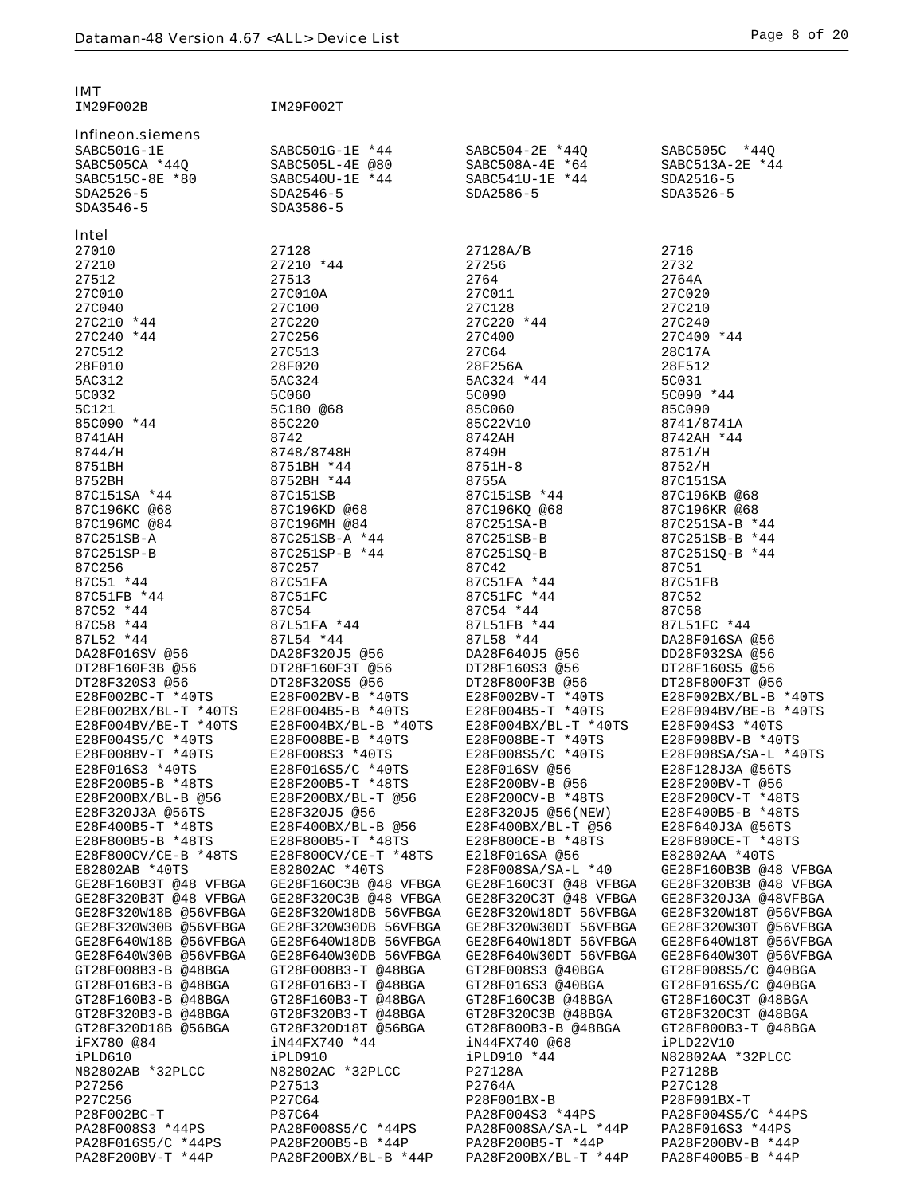## IMT

| | | | |
|---|---|---|---|
| IM29F002B | IM29F002T | | |

## Infineon.siemens

| | | | |
|---|---|---|---|
| SABC501G-1E | SABC501G-1E *44 | SABC504-2E *44Q | SABC505C *44Q |
| SABC505CA *44Q | SABC505L-4E @80 | SABC508A-4E *64 | SABC513A-2E *44 |
| SABC515C-8E *80 | SABC540U-1E *44 | SABC541U-1E *44 | SDA2516-5 |
| SDA2526-5 | SDA2546-5 | SDA2586-5 | SDA3526-5 |
| SDA3546-5 | SDA3586-5 | | |

## Intel

| | | | |
|---|---|---|---|
| 27010 | 27128 | 27128A/B | 2716 |
| 27210 | 27210 *44 | 27256 | 2732 |
| 27512 | 27513 | 2764 | 2764A |
| 27C010 | 27C010A | 27C011 | 27C020 |
| 27C040 | 27C100 | 27C128 | 27C210 |
| 27C210 *44 | 27C220 | 27C220 *44 | 27C240 |
| 27C240 *44 | 27C256 | 27C400 | 27C400 *44 |
| 27C512 | 27C513 | 27C64 | 28C17A |
| 28F010 | 28F020 | 28F256A | 28F512 |
| 5AC312 | 5AC324 | 5AC324 *44 | 5C031 |
| 5C032 | 5C060 | 5C090 | 5C090 *44 |
| 5C121 | 5C180 @68 | 85C060 | 85C090 |
| 85C090 *44 | 85C220 | 85C22V10 | 8741/8741A |
| 8741AH | 8742 | 8742AH | 8742AH *44 |
| 8744/H | 8748/8748H | 8749H | 8751/H |
| 8751BH | 8751BH *44 | 8751H-8 | 8752/H |
| 8752BH | 8752BH *44 | 8755A | 87C151SA |
| 87C151SA *44 | 87C151SB | 87C151SB *44 | 87C196KB @68 |
| 87C196KC @68 | 87C196KD @68 | 87C196KQ @68 | 87C196KR @68 |
| 87C196MC @84 | 87C196MH @84 | 87C251SA-B | 87C251SA-B *44 |
| 87C251SB-A | 87C251SB-A *44 | 87C251SB-B | 87C251SB-B *44 |
| 87C251SP-B | 87C251SP-B *44 | 87C251SQ-B | 87C251SQ-B *44 |
| 87C256 | 87C257 | 87C42 | 87C51 |
| 87C51 *44 | 87C51FA | 87C51FA *44 | 87C51FB |
| 87C51FB *44 | 87C51FC | 87C51FC *44 | 87C52 |
| 87C52 *44 | 87C54 | 87C54 *44 | 87C58 |
| 87C58 *44 | 87L51FA *44 | 87L51FB *44 | 87L51FC *44 |
| 87L52 *44 | 87L54 *44 | 87L58 *44 | DA28F016SA @56 |
| DA28F016SV @56 | DA28F320J5 @56 | DA28F640J5 @56 | DD28F032SA @56 |
| DT28F160F3B @56 | DT28F160F3T @56 | DT28F160S3 @56 | DT28F160S5 @56 |
| DT28F320S3 @56 | DT28F320S5 @56 | DT28F800F3B @56 | DT28F800F3T @56 |
| E28F002BC-T *40TS | E28F002BV-B *40TS | E28F002BV-T *40TS | E28F002BX/BL-B *40TS |
| E28F002BX/BL-T *40TS | E28F004B5-B *40TS | E28F004B5-T *40TS | E28F004BV/BE-B *40TS |
| E28F004BV/BE-T *40TS | E28F004BX/BL-B *40TS | E28F004BX/BL-T *40TS | E28F004S3 *40TS |
| E28F004S5/C *40TS | E28F008BE-B *40TS | E28F008BE-T *40TS | E28F008BV-B *40TS |
| E28F008BV-T *40TS | E28F008S3 *40TS | E28F008S5/C *40TS | E28F008SA/SA-L *40TS |
| E28F016S3 *40TS | E28F016S5/C *40TS | E28F016SV @56 | E28F128J3A @56TS |
| E28F200B5-B *48TS | E28F200B5-T *48TS | E28F200BV-B @56 | E28F200BV-T @56 |
| E28F200BX/BL-B @56 | E28F200BX/BL-T @56 | E28F200CV-B *48TS | E28F200CV-T *48TS |
| E28F320J3A @56TS | E28F320J5 @56 | E28F320J5 @56(NEW) | E28F400B5-B *48TS |
| E28F400B5-T *48TS | E28F400BX/BL-B @56 | E28F400BX/BL-T @56 | E28F640J3A @56TS |
| E28F800B5-B *48TS | E28F800B5-T *48TS | E28F800CE-B *48TS | E28F800CE-T *48TS |
| E28F800CV/CE-B *48TS | E28F800CV/CE-T *48TS | E218F016SA @56 | E82802AA *40TS |
| E82802AB *40TS | E82802AC *40TS | F28F008SA/SA-L *40 | GE28F160B3B @48 VFBGA |
| GE28F160B3T @48 VFBGA | GE28F160C3B @48 VFBGA | GE28F160C3T @48 VFBGA | GE28F320B3B @48 VFBGA |
| GE28F320B3T @48 VFBGA | GE28F320C3B @48 VFBGA | GE28F320C3T @48 VFBGA | GE28F320J3A @48VFBGA |
| GE28F320W18B @56VFBGA | GE28F320W18DB 56VFBGA | GE28F320W18DT 56VFBGA | GE28F320W18T @56VFBGA |
| GE28F320W30B @56VFBGA | GE28F320W30DB 56VFBGA | GE28F320W30DT 56VFBGA | GE28F320W30T @56VFBGA |
| GE28F640W18B @56VFBGA | GE28F640W18DB 56VFBGA | GE28F640W18DT 56VFBGA | GE28F640W18T @56VFBGA |
| GE28F640W30B @56VFBGA | GE28F640W30DB 56VFBGA | GE28F640W30DT 56VFBGA | GE28F640W30T @56VFBGA |
| GT28F008B3-B @48BGA | GT28F008B3-T @48BGA | GT28F008S3 @40BGA | GT28F008S5/C @40BGA |
| GT28F016B3-B @48BGA | GT28F016B3-T @48BGA | GT28F016S3 @40BGA | GT28F016S5/C @40BGA |
| GT28F160B3-B @48BGA | GT28F160B3-T @48BGA | GT28F160C3B @48BGA | GT28F160C3T @48BGA |
| GT28F320B3-B @48BGA | GT28F320B3-T @48BGA | GT28F320C3B @48BGA | GT28F320C3T @48BGA |
| GT28F320D18B @56BGA | GT28F320D18T @56BGA | GT28F800B3-B @48BGA | GT28F800B3-T @48BGA |
| iFX780 @84 | iN44FX740 *44 | iN44FX740 @68 | iPLD22V10 |
| iPLD610 | iPLD910 | iPLD910 *44 | N82802AA *32PLCC |
| N82802AB *32PLCC | N82802AC *32PLCC | P27128A | P27128B |
| P27256 | P27513 | P2764A | P27C128 |
| P27C256 | P27C64 | P28F001BX-B | P28F001BX-T |
| P28F002BC-T | P87C64 | PA28F004S3 *44PS | PA28F004S5/C *44PS |
| PA28F008S3 *44PS | PA28F008S5/C *44PS | PA28F008SA/SA-L *44P | PA28F016S3 *44PS |
| PA28F016S5/C *44PS | PA28F200B5-B *44P | PA28F200B5-T *44P | PA28F200BV-B *44P |
| PA28F200BV-T *44P | PA28F200BX/BL-B *44P | PA28F200BX/BL-T *44P | PA28F400B5-B *44P |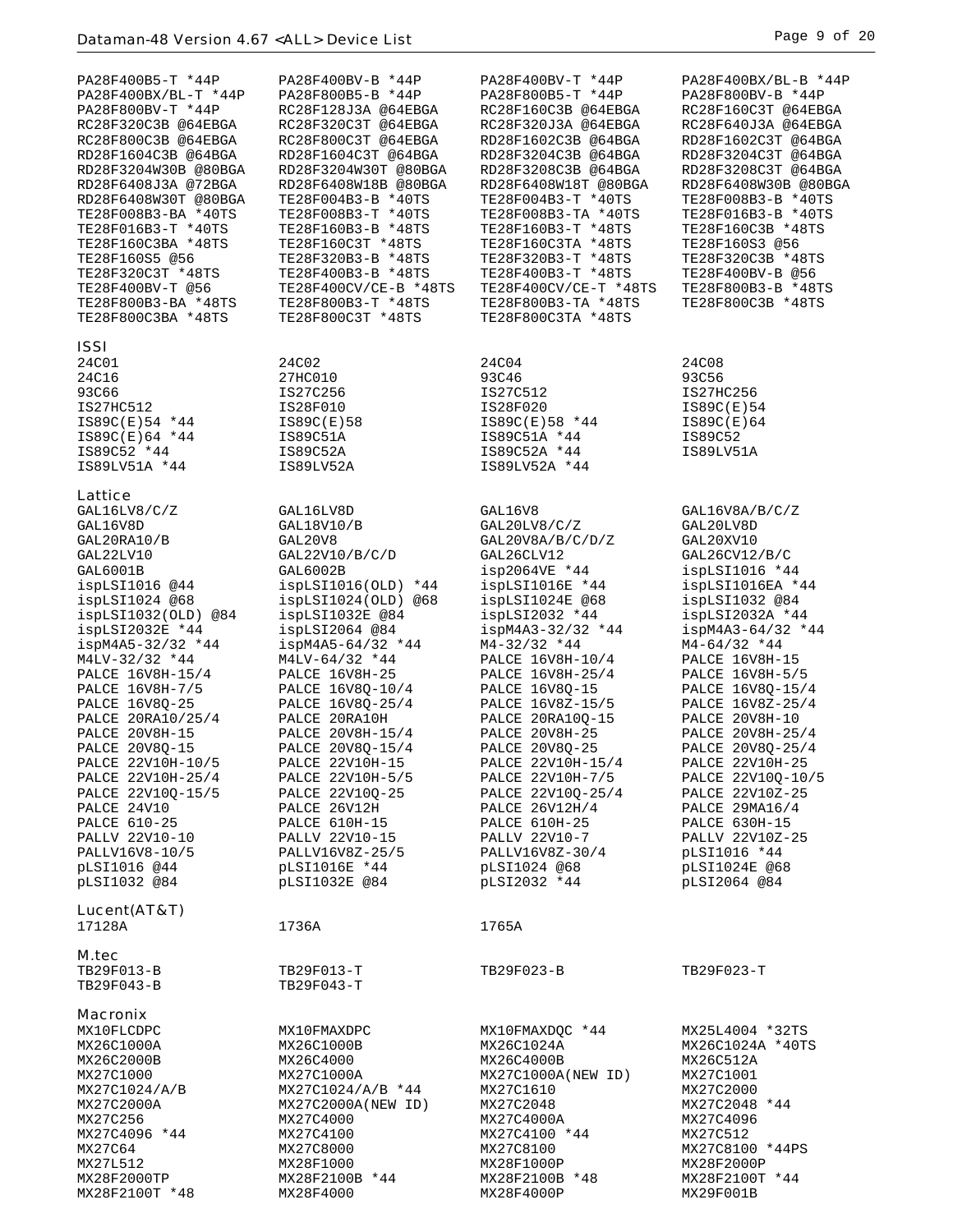| | | | |
|---|---|---|---|
| PA28F400B5-T *44P | PA28F400BV-B *44P | PA28F400BV-T *44P | PA28F400BX/BL-B *44P |
| PA28F400BX/BL-T *44P | PA28F800B5-B *44P | PA28F800B5-T *44P | PA28F800BV-B *44P |
| PA28F800BV-T *44P | RC28F128J3A @64EBGA | RC28F160C3B @64EBGA | RC28F160C3T @64EBGA |
| RC28F320C3B @64EBGA | RC28F320C3T @64EBGA | RC28F320J3A @64EBGA | RC28F640J3A @64EBGA |
| RC28F800C3B @64EBGA | RC28F800C3T @64EBGA | RD28F1602C3B @64BGA | RD28F1602C3T @64BGA |
| RD28F1604C3B @64BGA | RD28F1604C3T @64BGA | RD28F3204C3B @64BGA | RD28F3204C3T @64BGA |
| RD28F3204W30B @80BGA | RD28F3204W30T @80BGA | RD28F3208C3B @64BGA | RD28F3208C3T @64BGA |
| RD28F6408J3A @72BGA | RD28F6408W18B @80BGA | RD28F6408W18T @80BGA | RD28F6408W30B @80BGA |
| RD28F6408W30T @80BGA | TE28F004B3-B *40TS | TE28F004B3-T *40TS | TE28F008B3-B *40TS |
| TE28F008B3-BA *40TS | TE28F008B3-T *40TS | TE28F008B3-TA *40TS | TE28F016B3-B *40TS |
| TE28F016B3-T *40TS | TE28F160B3-B *48TS | TE28F160B3-T *48TS | TE28F160C3B *48TS |
| TE28F160C3BA *48TS | TE28F160C3T *48TS | TE28F160C3TA *48TS | TE28F160S3 @56 |
| TE28F160S5 @56 | TE28F320B3-B *48TS | TE28F320B3-T *48TS | TE28F320C3B *48TS |
| TE28F320C3T *48TS | TE28F400B3-B *48TS | TE28F400B3-T *48TS | TE28F400BV-B @56 |
| TE28F400BV-T @56 | TE28F400CV/CE-B *48TS | TE28F400CV/CE-T *48TS | TE28F800B3-B *48TS |
| TE28F800B3-BA *48TS | TE28F800B3-T *48TS | TE28F800B3-TA *48TS | TE28F800C3B *48TS |
| TE28F800C3BA *48TS | TE28F800C3T *48TS | TE28F800C3TA *48TS | |

### ISSI

| | | | |
|---|---|---|---|
| 24C01 | 24C02 | 24C04 | 24C08 |
| 24C16 | 27HC010 | 93C46 | 93C56 |
| 93C66 | IS27C256 | IS27C512 | IS27HC256 |
| IS27HC512 | IS28F010 | IS28F020 | IS89C(E)54 |
| IS89C(E)54 *44 | IS89C(E)58 | IS89C(E)58 *44 | IS89C(E)64 |
| IS89C(E)64 *44 | IS89C51A | IS89C51A *44 | IS89C52 |
| IS89C52 *44 | IS89C52A | IS89C52A *44 | IS89LV51A |
| IS89LV51A *44 | IS89LV52A | IS89LV52A *44 | |

### Lattice

| | | | |
|---|---|---|---|
| GAL16LV8/C/Z | GAL16LV8D | GAL16V8 | GAL16V8A/B/C/Z |
| GAL16V8D | GAL18V10/B | GAL20LV8/C/Z | GAL20LV8D |
| GAL20RA10/B | GAL20V8 | GAL20V8A/B/C/D/Z | GAL20XV10 |
| GAL22LV10 | GAL22V10/B/C/D | GAL26CLV12 | GAL26CV12/B/C |
| GAL6001B | GAL6002B | isp2064VE *44 | ispLSI1016 *44 |
| ispLSI1016 @44 | ispLSI1016(OLD) *44 | ispLSI1016E *44 | ispLSI1016EA *44 |
| ispLSI1024 @68 | ispLSI1024(OLD) @68 | ispLSI1024E @68 | ispLSI1032 @84 |
| ispLSI1032(OLD) @84 | ispLSI1032E @84 | ispLSI2032 *44 | ispLSI2032A *44 |
| ispLSI2032E *44 | ispLSI2064 @84 | ispM4A3-32/32 *44 | ispM4A3-64/32 *44 |
| ispM4A5-32/32 *44 | ispM4A5-64/32 *44 | M4-32/32 *44 | M4-64/32 *44 |
| M4LV-32/32 *44 | M4LV-64/32 *44 | PALCE 16V8H-10/4 | PALCE 16V8H-15 |
| PALCE 16V8H-15/4 | PALCE 16V8H-25 | PALCE 16V8H-25/4 | PALCE 16V8H-5/5 |
| PALCE 16V8H-7/5 | PALCE 16V8Q-10/4 | PALCE 16V8Q-15 | PALCE 16V8Q-15/4 |
| PALCE 16V8Q-25 | PALCE 16V8Q-25/4 | PALCE 16V8Z-15/5 | PALCE 16V8Z-25/4 |
| PALCE 20RA10/25/4 | PALCE 20RA10H | PALCE 20RA10Q-15 | PALCE 20V8H-10 |
| PALCE 20V8H-15 | PALCE 20V8H-15/4 | PALCE 20V8H-25 | PALCE 20V8H-25/4 |
| PALCE 20V8Q-15 | PALCE 20V8Q-15/4 | PALCE 20V8Q-25 | PALCE 20V8Q-25/4 |
| PALCE 22V10H-10/5 | PALCE 22V10H-15 | PALCE 22V10H-15/4 | PALCE 22V10H-25 |
| PALCE 22V10H-25/4 | PALCE 22V10H-5/5 | PALCE 22V10H-7/5 | PALCE 22V10Q-10/5 |
| PALCE 22V10Q-15/5 | PALCE 22V10Q-25 | PALCE 22V10Q-25/4 | PALCE 22V10Z-25 |
| PALCE 24V10 | PALCE 26V12H | PALCE 26V12H/4 | PALCE 29MA16/4 |
| PALCE 610-25 | PALCE 610H-15 | PALCE 610H-25 | PALCE 630H-15 |
| PALLV 22V10-10 | PALLV 22V10-15 | PALLV 22V10-7 | PALLV 22V10Z-25 |
| PALLV16V8-10/5 | PALLV16V8Z-25/5 | PALLV16V8Z-30/4 | pLSI1016 *44 |
| pLSI1016 @44 | pLSI1016E *44 | pLSI1024 @68 | pLSI1024E @68 |
| pLSI1032 @84 | pLSI1032E @84 | pLSI2032 *44 | pLSI2064 @84 |

### Lucent(AT&T)

| | | | |
|---|---|---|---|
| 17128A | 1736A | 1765A | |

### M.tec

| | | | |
|---|---|---|---|
| TB29F013-B | TB29F013-T | TB29F023-B | TB29F023-T |
| TB29F043-B | TB29F043-T | | |

### Macronix

| | | | |
|---|---|---|---|
| MX10FLCDPC | MX10FMAXDPC | MX10FMAXDQC *44 | MX25L4004 *32TS |
| MX26C1000A | MX26C1000B | MX26C1024A | MX26C1024A *40TS |
| MX26C2000B | MX26C4000 | MX26C4000B | MX26C512A |
| MX27C1000 | MX27C1000A | MX27C1000A(NEW ID) | MX27C1001 |
| MX27C1024/A/B | MX27C1024/A/B *44 | MX27C1610 | MX27C2000 |
| MX27C2000A | MX27C2000A(NEW ID) | MX27C2048 | MX27C2048 *44 |
| MX27C256 | MX27C4000 | MX27C4000A | MX27C4096 |
| MX27C4096 *44 | MX27C4100 | MX27C4100 *44 | MX27C512 |
| MX27C64 | MX27C8000 | MX27C8100 | MX27C8100 *44PS |
| MX27L512 | MX28F1000 | MX28F1000P | MX28F2000P |
| MX28F2000TP | MX28F2100B *44 | MX28F2100B *48 | MX28F2100T *44 |
| MX28F2100T *48 | MX28F4000 | MX28F4000P | MX29F001B |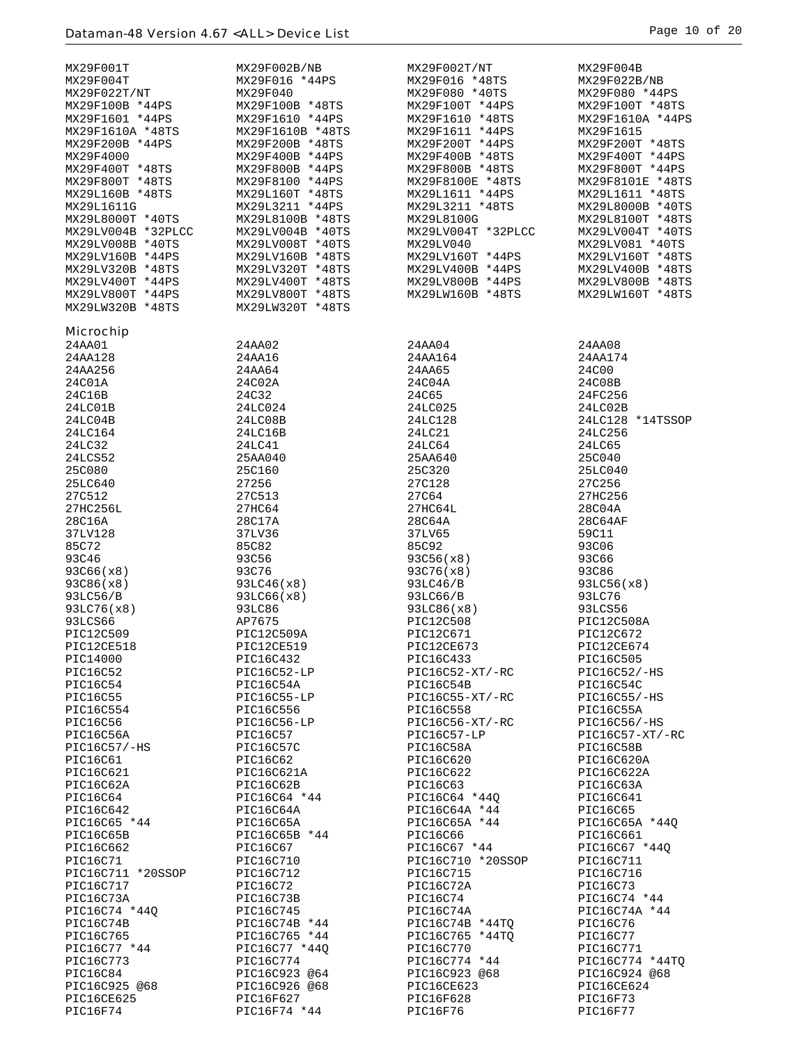| | | | |
|---|---|---|---|
| MX29F001T | MX29F002B/NB | MX29F002T/NT | MX29F004B |
| MX29F004T | MX29F016 *44PS | MX29F016 *48TS | MX29F022B/NB |
| MX29F022T/NT | MX29F040 | MX29F080 *40TS | MX29F080 *44PS |
| MX29F100B *44PS | MX29F100B *48TS | MX29F100T *44PS | MX29F100T *48TS |
| MX29F1601 *44PS | MX29F1610 *44PS | MX29F1610 *48TS | MX29F1610A *44PS |
| MX29F1610A *48TS | MX29F1610B *48TS | MX29F1611 *44PS | MX29F1615 |
| MX29F200B *44PS | MX29F200B *48TS | MX29F200T *44PS | MX29F200T *48TS |
| MX29F4000 | MX29F400B *44PS | MX29F400B *48TS | MX29F400T *44PS |
| MX29F400T *48TS | MX29F800B *44PS | MX29F800B *48TS | MX29F800T *44PS |
| MX29F800T *48TS | MX29F8100 *44PS | MX29F8100E *48TS | MX29F8101E *48TS |
| MX29L160B *48TS | MX29L160T *48TS | MX29L1611 *44PS | MX29L1611 *48TS |
| MX29L1611G | MX29L3211 *44PS | MX29L3211 *48TS | MX29L8000B *40TS |
| MX29L8000T *40TS | MX29L8100B *48TS | MX29L8100G | MX29L8100T *48TS |
| MX29LV004B *32PLCC | MX29LV004B *40TS | MX29LV004T *32PLCC | MX29LV004T *40TS |
| MX29LV008B *40TS | MX29LV008T *40TS | MX29LV040 | MX29LV081 *40TS |
| MX29LV160B *44PS | MX29LV160B *48TS | MX29LV160T *44PS | MX29LV160T *48TS |
| MX29LV320B *48TS | MX29LV320T *48TS | MX29LV400B *44PS | MX29LV400B *48TS |
| MX29LV400T *44PS | MX29LV400T *48TS | MX29LV800B *44PS | MX29LV800B *48TS |
| MX29LV800T *44PS | MX29LV800T *48TS | MX29LW160B *48TS | MX29LW160T *48TS |
| MX29LW320B *48TS | MX29LW320T *48TS | | |

Microchip

| | | | |
|---|---|---|---|
| 24AA01 | 24AA02 | 24AA04 | 24AA08 |
| 24AA128 | 24AA16 | 24AA164 | 24AA174 |
| 24AA256 | 24AA64 | 24AA65 | 24C00 |
| 24C01A | 24C02A | 24C04A | 24C08B |
| 24C16B | 24C32 | 24C65 | 24FC256 |
| 24LC01B | 24LC024 | 24LC025 | 24LC02B |
| 24LC04B | 24LC08B | 24LC128 | 24LC128 *14TSSOP |
| 24LC164 | 24LC16B | 24LC21 | 24LC256 |
| 24LC32 | 24LC41 | 24LC64 | 24LC65 |
| 24LCS52 | 25AA040 | 25AA640 | 25C040 |
| 25C080 | 25C160 | 25C320 | 25LC040 |
| 25LC640 | 27256 | 27C128 | 27C256 |
| 27C512 | 27C513 | 27C64 | 27HC256 |
| 27HC256L | 27HC64 | 27HC64L | 28C04A |
| 28C16A | 28C17A | 28C64A | 28C64AF |
| 37LV128 | 37LV36 | 37LV65 | 59C11 |
| 85C72 | 85C82 | 85C92 | 93C06 |
| 93C46 | 93C56 | 93C56(x8) | 93C66 |
| 93C66(x8) | 93C76 | 93C76(x8) | 93C86 |
| 93C86(x8) | 93LC46(x8) | 93LC46/B | 93LC56(x8) |
| 93LC56/B | 93LC66(x8) | 93LC66/B | 93LC76 |
| 93LC76(x8) | 93LC86 | 93LC86(x8) | 93LCS56 |
| 93LCS66 | AP7675 | PIC12C508 | PIC12C508A |
| PIC12C509 | PIC12C509A | PIC12C671 | PIC12C672 |
| PIC12CE518 | PIC12CE519 | PIC12CE673 | PIC12CE674 |
| PIC14000 | PIC16C432 | PIC16C433 | PIC16C505 |
| PIC16C52 | PIC16C52-LP | PIC16C52-XT/-RC | PIC16C52/-HS |
| PIC16C54 | PIC16C54A | PIC16C54B | PIC16C54C |
| PIC16C55 | PIC16C55-LP | PIC16C55-XT/-RC | PIC16C55/-HS |
| PIC16C554 | PIC16C556 | PIC16C558 | PIC16C55A |
| PIC16C56 | PIC16C56-LP | PIC16C56-XT/-RC | PIC16C56/-HS |
| PIC16C56A | PIC16C57 | PIC16C57-LP | PIC16C57-XT/-RC |
| PIC16C57/-HS | PIC16C57C | PIC16C58A | PIC16C58B |
| PIC16C61 | PIC16C62 | PIC16C620 | PIC16C620A |
| PIC16C621 | PIC16C621A | PIC16C622 | PIC16C622A |
| PIC16C62A | PIC16C62B | PIC16C63 | PIC16C63A |
| PIC16C64 | PIC16C64 *44 | PIC16C64 *44Q | PIC16C641 |
| PIC16C642 | PIC16C64A | PIC16C64A *44 | PIC16C65 |
| PIC16C65 *44 | PIC16C65A | PIC16C65A *44 | PIC16C65A *44Q |
| PIC16C65B | PIC16C65B *44 | PIC16C66 | PIC16C661 |
| PIC16C662 | PIC16C67 | PIC16C67 *44 | PIC16C67 *44Q |
| PIC16C71 | PIC16C710 | PIC16C710 *20SSOP | PIC16C711 |
| PIC16C711 *20SSOP | PIC16C712 | PIC16C715 | PIC16C716 |
| PIC16C717 | PIC16C72 | PIC16C72A | PIC16C73 |
| PIC16C73A | PIC16C73B | PIC16C74 | PIC16C74 *44 |
| PIC16C74 *44Q | PIC16C745 | PIC16C74A | PIC16C74A *44 |
| PIC16C74B | PIC16C74B *44 | PIC16C74B *44TQ | PIC16C76 |
| PIC16C765 | PIC16C765 *44 | PIC16C765 *44TQ | PIC16C77 |
| PIC16C77 *44 | PIC16C77 *44Q | PIC16C770 | PIC16C771 |
| PIC16C773 | PIC16C774 | PIC16C774 *44 | PIC16C774 *44TQ |
| PIC16C84 | PIC16C923 @64 | PIC16C923 @68 | PIC16C924 @68 |
| PIC16C925 @68 | PIC16C926 @68 | PIC16CE623 | PIC16CE624 |
| PIC16CE625 | PIC16F627 | PIC16F628 | PIC16F73 |
| PIC16F74 | PIC16F74 *44 | PIC16F76 | PIC16F77 |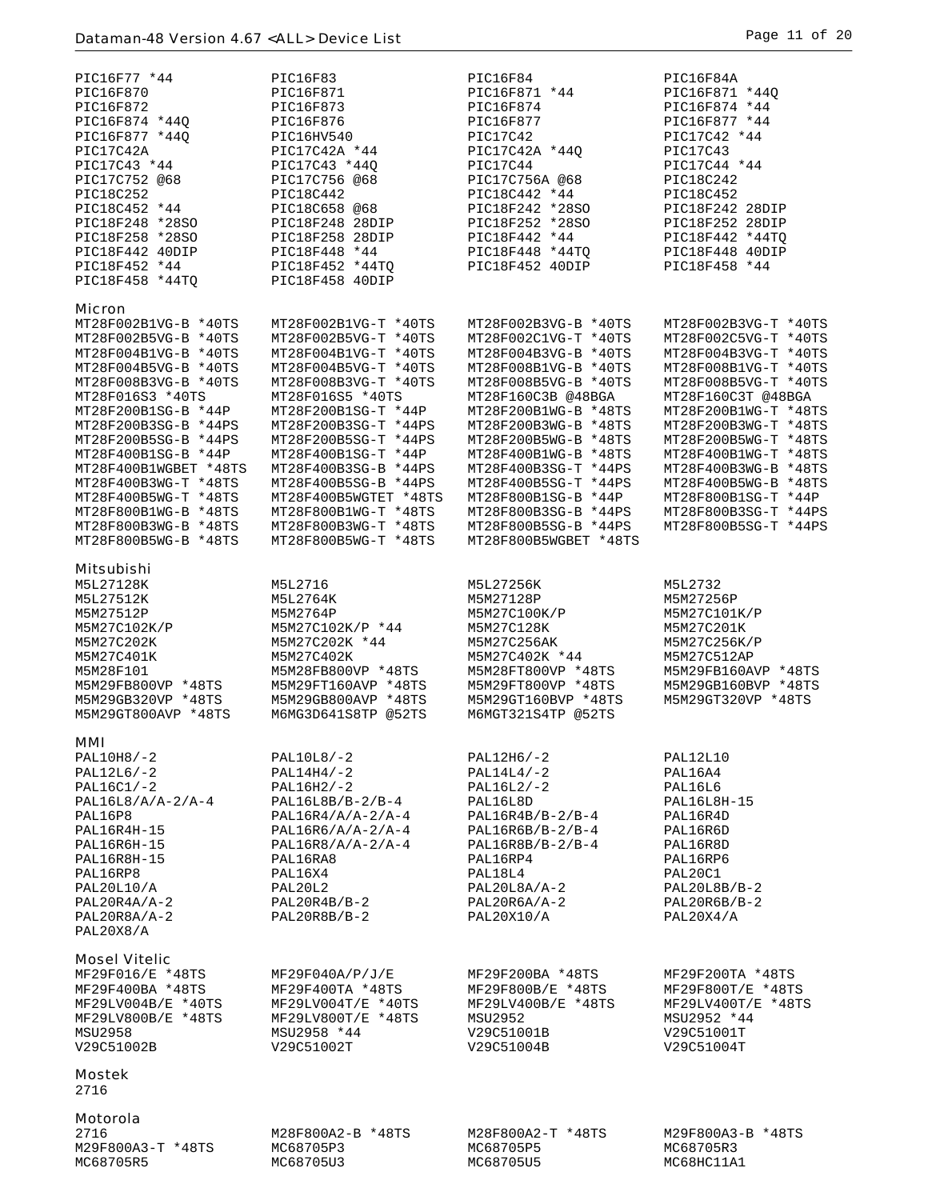PIC16F77 *44
PIC16F83
PIC16F84
PIC16F84A
PIC16F870
PIC16F871
PIC16F871 *44
PIC16F871 *44Q
PIC16F872
PIC16F873
PIC16F874
PIC16F874 *44
PIC16F874 *44Q
PIC16F876
PIC16F877
PIC16F877 *44
PIC16F877 *44Q
PIC16HV540
PIC17C42
PIC17C42 *44
PIC17C42A
PIC17C42A *44
PIC17C42A *44Q
PIC17C43
PIC17C43 *44
PIC17C43 *44Q
PIC17C44
PIC17C44 *44
PIC17C752 @68
PIC17C756 @68
PIC17C756A @68
PIC18C242
PIC18C252
PIC18C442
PIC18C442 *44
PIC18C452
PIC18C452 *44
PIC18C658 @68
PIC18F242 *28SO
PIC18F242 28DIP
PIC18F248 *28SO
PIC18F248 28DIP
PIC18F252 *28SO
PIC18F252 28DIP
PIC18F258 *28SO
PIC18F258 28DIP
PIC18F442 *44
PIC18F442 *44TQ
PIC18F442 40DIP
PIC18F448 *44
PIC18F448 *44TQ
PIC18F448 40DIP
PIC18F452 *44
PIC18F452 *44TQ
PIC18F452 40DIP
PIC18F458 *44
PIC18F458 *44TQ
PIC18F458 40DIP

## Micron

MT28F002B1VG-B *40TS
MT28F002B1VG-T *40TS
MT28F002B3VG-B *40TS
MT28F002B3VG-T *40TS
MT28F002B5VG-B *40TS
MT28F002B5VG-T *40TS
MT28F002C1VG-T *40TS
MT28F002C5VG-T *40TS
MT28F004B1VG-B *40TS
MT28F004B1VG-T *40TS
MT28F004B3VG-B *40TS
MT28F004B3VG-T *40TS
MT28F004B5VG-B *40TS
MT28F004B5VG-T *40TS
MT28F008B1VG-B *40TS
MT28F008B1VG-T *40TS
MT28F008B3VG-B *40TS
MT28F008B3VG-T *40TS
MT28F008B5VG-B *40TS
MT28F008B5VG-T *40TS
MT28F016S3 *40TS
MT28F016S5 *40TS
MT28F160C3B @48BGA
MT28F160C3T @48BGA
MT28F200B1SG-B *44P
MT28F200B1SG-T *44P
MT28F200B1WG-B *48TS
MT28F200B1WG-T *48TS
MT28F200B3SG-B *44PS
MT28F200B3SG-T *44PS
MT28F200B3WG-B *48TS
MT28F200B3WG-T *48TS
MT28F200B5SG-B *44PS
MT28F200B5SG-T *44PS
MT28F200B5WG-B *48TS
MT28F200B5WG-T *48TS
MT28F400B1SG-B *44P
MT28F400B1SG-T *44P
MT28F400B1WG-B *48TS
MT28F400B1WG-T *48TS
MT28F400B1WGBET *48TS
MT28F400B3SG-B *44PS
MT28F400B3SG-T *44PS
MT28F400B3WG-B *48TS
MT28F400B3WG-T *48TS
MT28F400B5SG-B *44PS
MT28F400B5SG-T *44PS
MT28F400B5WG-B *48TS
MT28F400B5WG-T *48TS
MT28F400B5WGTET *48TS
MT28F800B1SG-B *44P
MT28F800B1SG-T *44P
MT28F800B1WG-B *48TS
MT28F800B1WG-T *48TS
MT28F800B3SG-B *44PS
MT28F800B3SG-T *44PS
MT28F800B3WG-B *48TS
MT28F800B3WG-T *48TS
MT28F800B5SG-B *44PS
MT28F800B5SG-T *44PS
MT28F800B5WG-B *48TS
MT28F800B5WG-T *48TS
MT28F800B5WGBET *48TS

## Mitsubishi

M5L27128K
M5L2716
M5L27256K
M5L2732
M5L27512K
M5L2764K
M5M27128P
M5M27256P
M5M27512P
M5M2764P
M5M27C100K/P
M5M27C101K/P
M5M27C102K/P
M5M27C102K/P *44
M5M27C128K
M5M27C201K
M5M27C202K
M5M27C202K *44
M5M27C256AK
M5M27C256K/P
M5M27C401K
M5M27C402K
M5M27C402K *44
M5M27C512AP
M5M28F101
M5M28FB800VP *48TS
M5M28FT800VP *48TS
M5M29FB160AVP *48TS
M5M29FB800VP *48TS
M5M29FT160AVP *48TS
M5M29FT800VP *48TS
M5M29GB160BVP *48TS
M5M29GB320VP *48TS
M5M29GB800AVP *48TS
M5M29GT160BVP *48TS
M5M29GT320VP *48TS
M5M29GT800AVP *48TS
M6MG3D641S8TP @52TS
M6MGT321S4TP @52TS

## MMI

PAL10H8/-2
PAL10L8/-2
PAL12H6/-2
PAL12L10
PAL12L6/-2
PAL14H4/-2
PAL14L4/-2
PAL16A4
PAL16C1/-2
PAL16H2/-2
PAL16L2/-2
PAL16L6
PAL16L8/A/A-2/A-4
PAL16L8B/B-2/B-4
PAL16L8D
PAL16L8H-15
PAL16P8
PAL16R4/A/A-2/A-4
PAL16R4B/B-2/B-4
PAL16R4D
PAL16R4H-15
PAL16R6/A/A-2/A-4
PAL16R6B/B-2/B-4
PAL16R6D
PAL16R6H-15
PAL16R8/A/A-2/A-4
PAL16R8B/B-2/B-4
PAL16R8D
PAL16R8H-15
PAL16RA8
PAL16RP4
PAL16RP6
PAL16RP8
PAL16X4
PAL18L4
PAL20C1
PAL20L10/A
PAL20L2
PAL20L8A/A-2
PAL20L8B/B-2
PAL20R4A/A-2
PAL20R4B/B-2
PAL20R6A/A-2
PAL20R6B/B-2
PAL20R8A/A-2
PAL20R8B/B-2
PAL20X10/A
PAL20X4/A
PAL20X8/A

## Mosel Vitelic

MF29F016/E *48TS
MF29F040A/P/J/E
MF29F200BA *48TS
MF29F200TA *48TS
MF29F400BA *48TS
MF29F400TA *48TS
MF29F800B/E *48TS
MF29F800T/E *48TS
MF29LV004B/E *40TS
MF29LV004T/E *40TS
MF29LV400B/E *48TS
MF29LV400T/E *48TS
MF29LV800B/E *48TS
MF29LV800T/E *48TS
MSU2952
MSU2952 *44
MSU2958
MSU2958 *44
V29C51001B
V29C51001T
V29C51002B
V29C51002T
V29C51004B
V29C51004T

## Mostek

2716

## Motorola

2716
M28F800A2-B *48TS
M28F800A2-T *48TS
M29F800A3-B *48TS
M29F800A3-T *48TS
MC68705P3
MC68705P5
MC68705R3
MC68705R5
MC68705U3
MC68705U5
MC68HC11A1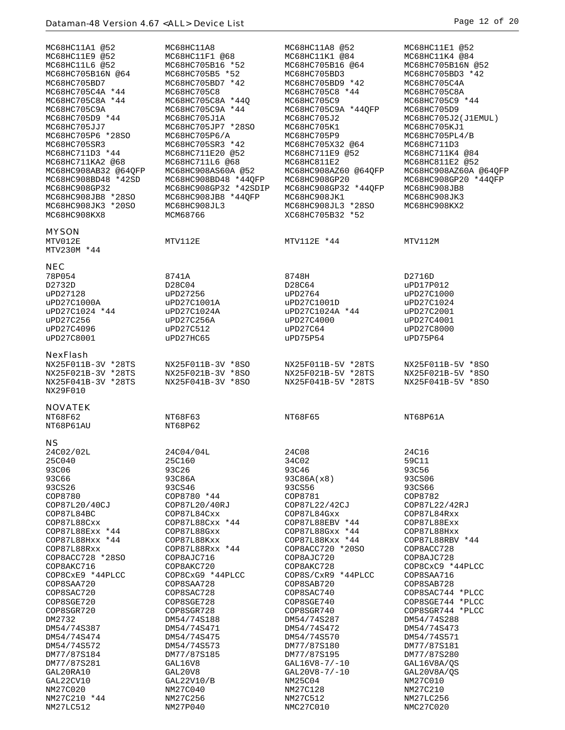| | | | |
|---|---|---|---|
| MC68HC11A1 @52 | MC68HC11A8 | MC68HC11A8 @52 | MC68HC11E1 @52 |
| MC68HC11E9 @52 | MC68HC11F1 @68 | MC68HC11K1 @84 | MC68HC11K4 @84 |
| MC68HC11L6 @52 | MC68HC705B16 *52 | MC68HC705B16 @64 | MC68HC705B16N @52 |
| MC68HC705B16N @64 | MC68HC705B5 *52 | MC68HC705BD3 | MC68HC705BD3 *42 |
| MC68HC705BD7 | MC68HC705BD7 *42 | MC68HC705BD9 *42 | MC68HC705C4A |
| MC68HC705C4A *44 | MC68HC705C8 | MC68HC705C8 *44 | MC68HC705C8A |
| MC68HC705C8A *44 | MC68HC705C8A *44Q | MC68HC705C9 | MC68HC705C9 *44 |
| MC68HC705C9A | MC68HC705C9A *44 | MC68HC705C9A *44QFP | MC68HC705D9 |
| MC68HC705D9 *44 | MC68HC705J1A | MC68HC705J2 | MC68HC705J2(J1EMUL) |
| MC68HC705JJ7 | MC68HC705JP7 *28SO | MC68HC705K1 | MC68HC705KJ1 |
| MC68HC705P6 *28SO | MC68HC705P6/A | MC68HC705P9 | MC68HC705PL4/B |
| MC68HC705SR3 | MC68HC705SR3 *42 | MC68HC705X32 @64 | MC68HC711D3 |
| MC68HC711D3 *44 | MC68HC711E20 @52 | MC68HC711E9 @52 | MC68HC711K4 @84 |
| MC68HC711KA2 @68 | MC68HC711L6 @68 | MC68HC811E2 | MC68HC811E2 @52 |
| MC68HC908AB32 @64QFP | MC68HC908AS60A @52 | MC68HC908AZ60 @64QFP | MC68HC908AZ60A @64QFP |
| MC68HC908BD48 *42SD | MC68HC908BD48 *44QFP | MC68HC908GP20 | MC68HC908GP20 *44QFP |
| MC68HC908GP32 | MC68HC908GP32 *42SDIP | MC68HC908GP32 *44QFP | MC68HC908JB8 |
| MC68HC908JB8 *28SO | MC68HC908JB8 *44QFP | MC68HC908JK1 | MC68HC908JK3 |
| MC68HC908JK3 *20SO | MC68HC908JL3 | MC68HC908JL3 *28SO | MC68HC908KX2 |
| MC68HC908KX8 | MCM68766 | XC68HC705B32 *52 | |

## MYSON

| | | | |
|---|---|---|---|
| MTV012E | MTV112E | MTV112E *44 | MTV112M |
| MTV230M *44 | | | |

## NEC

| | | | |
|---|---|---|---|
| 78P054 | 8741A | 8748H | D2716D |
| D2732D | D28C04 | D28C64 | uPD17P012 |
| uPD27128 | uPD27256 | uPD2764 | uPD27C1000 |
| uPD27C1000A | uPD27C1001A | uPD27C1001D | uPD27C1024 |
| uPD27C1024 *44 | uPD27C1024A | uPD27C1024A *44 | uPD27C2001 |
| uPD27C256 | uPD27C256A | uPD27C4000 | uPD27C4001 |
| uPD27C4096 | uPD27C512 | uPD27C64 | uPD27C8000 |
| uPD27C8001 | uPD27HC65 | uPD75P54 | uPD75P64 |

## NexFlash

| | | | |
|---|---|---|---|
| NX25F011B-3V *28TS | NX25F011B-3V *8SO | NX25F011B-5V *28TS | NX25F011B-5V *8SO |
| NX25F021B-3V *28TS | NX25F021B-3V *8SO | NX25F021B-5V *28TS | NX25F021B-5V *8SO |
| NX25F041B-3V *28TS | NX25F041B-3V *8SO | NX25F041B-5V *28TS | NX25F041B-5V *8SO |
| NX29F010 | | | |

## NOVATEK

| | | | |
|---|---|---|---|
| NT68F62 | NT68F63 | NT68F65 | NT68P61A |
| NT68P61AU | NT68P62 | | |

## NS

| | | | |
|---|---|---|---|
| 24C02/02L | 24C04/04L | 24C08 | 24C16 |
| 25C040 | 25C160 | 34C02 | 59C11 |
| 93C06 | 93C26 | 93C46 | 93C56 |
| 93C66 | 93C86A | 93C86A(x8) | 93CS06 |
| 93CS26 | 93CS46 | 93CS56 | 93CS66 |
| COP8780 | COP8780 *44 | COP8781 | COP8782 |
| COP87L20/40CJ | COP87L20/40RJ | COP87L22/42CJ | COP87L22/42RJ |
| COP87L84BC | COP87L84Cxx | COP87L84Gxx | COP87L84Rxx |
| COP87L88Cxx | COP87L88Cxx *44 | COP87L88EBV *44 | COP87L88Exx |
| COP87L88Exx *44 | COP87L88Gxx | COP87L88Gxx *44 | COP87L88Hxx |
| COP87L88Hxx *44 | COP87L88Kxx | COP87L88Kxx *44 | COP87L88RBV *44 |
| COP87L88Rxx | COP87L88Rxx *44 | COP8ACC720 *20SO | COP8ACC728 |
| COP8ACC728 *28SO | COP8AJC716 | COP8AJC720 | COP8AJC728 |
| COP8AKC716 | COP8AKC720 | COP8AKC728 | COP8CxC9 *44PLCC |
| COP8CxE9 *44PLCC | COP8CxG9 *44PLCC | COP8S/CxR9 *44PLCC | COP8SAA716 |
| COP8SAA720 | COP8SAA728 | COP8SAB720 | COP8SAB728 |
| COP8SAC720 | COP8SAC728 | COP8SAC740 | COP8SAC744 *PLCC |
| COP8SGE720 | COP8SGE728 | COP8SGE740 | COP8SGE744 *PLCC |
| COP8SGR720 | COP8SGR728 | COP8SGR740 | COP8SGR744 *PLCC |
| DM2732 | DM54/74S188 | DM54/74S287 | DM54/74S288 |
| DM54/74S387 | DM54/74S471 | DM54/74S472 | DM54/74S473 |
| DM54/74S474 | DM54/74S475 | DM54/74S570 | DM54/74S571 |
| DM54/74S572 | DM54/74S573 | DM77/87S180 | DM77/87S181 |
| DM77/87S184 | DM77/87S185 | DM77/87S195 | DM77/87S280 |
| DM77/87S281 | GAL16V8 | GAL16V8-7/-10 | GAL16V8A/QS |
| GAL20RA10 | GAL20V8 | GAL20V8-7/-10 | GAL20V8A/QS |
| GAL22CV10 | GAL22V10/B | NM25C04 | NM27C010 |
| NM27C020 | NM27C040 | NM27C128 | NM27C210 |
| NM27C210 *44 | NM27C256 | NM27C512 | NM27LC256 |
| NM27LC512 | NM27P040 | NMC27C010 | NMC27C020 |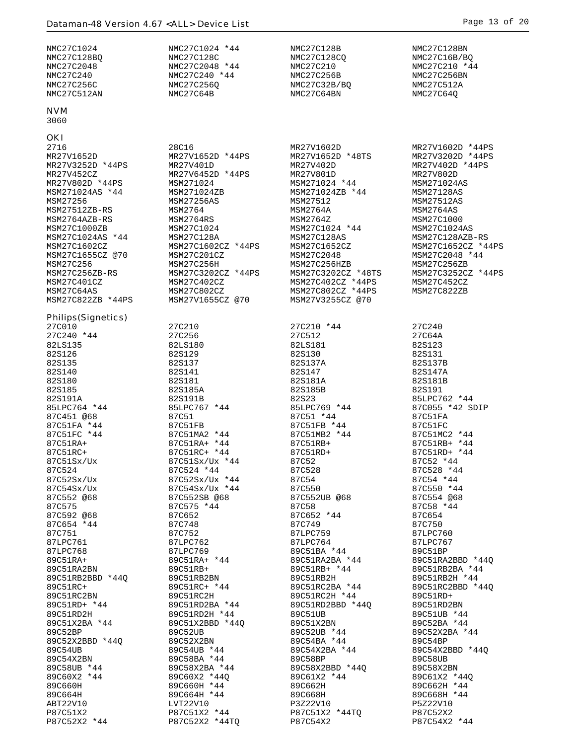NMC27C1024 NMC27C1024 *44 NMC27C128B NMC27C128BN
NMC27C128BQ NMC27C128C NMC27C128CQ NMC27C16B/BQ
NMC27C2048 NMC27C2048 *44 NMC27C210 NMC27C210 *44
NMC27C240 NMC27C240 *44 NMC27C256B NMC27C256BN
NMC27C256C NMC27C256Q NMC27C32B/BQ NMC27C512A
NMC27C512AN NMC27C64B NMC27C64BN NMC27C64Q

## NVM

3060

## OKI

2716 28C16 MR27V1602D MR27V1602D *44PS
MR27V1652D MR27V1652D *44PS MR27V1652D *48TS MR27V3202D *44PS
MR27V3252D *44PS MR27V401D MR27V402D MR27V402D *44PS
MR27V452CZ MR27V6452D *44PS MR27V801D MR27V802D
MR27V802D *44PS MSM271024 MSM271024 *44 MSM271024AS
MSM271024AS *44 MSM271024ZB MSM271024ZB *44 MSM27128AS
MSM27256 MSM27256AS MSM27512 MSM27512AS
MSM27512ZB-RS MSM2764 MSM2764A MSM2764AS
MSM2764AZB-RS MSM2764RS MSM2764Z MSM27C1000
MSM27C1000ZB MSM27C1024 MSM27C1024 *44 MSM27C1024AS
MSM27C1024AS *44 MSM27C128A MSM27C128AS MSM27C128AZB-RS
MSM27C1602CZ MSM27C1602CZ *44PS MSM27C1652CZ MSM27C1652CZ *44PS
MSM27C1655CZ @70 MSM27C201CZ MSM27C2048 MSM27C2048 *44
MSM27C256 MSM27C256H MSM27C256HZB MSM27C256ZB
MSM27C256ZB-RS MSM27C3202CZ *44PS MSM27C3202CZ *48TS MSM27C3252CZ *44PS
MSM27C401CZ MSM27C402CZ MSM27C402CZ *44PS MSM27C452CZ
MSM27C64AS MSM27C802CZ MSM27C802CZ *44PS MSM27C822ZB
MSM27C822ZB *44PS MSM27V1655CZ @70 MSM27V3255CZ @70

## Philips(Signetics)

27C010 27C210 27C210 *44 27C240
27C240 *44 27C256 27C512 27C64A
82LS135 82LS180 82LS181 82S123
82S126 82S129 82S130 82S131
82S135 82S137 82S137A 82S137B
82S140 82S141 82S147 82S147A
82S180 82S181 82S181A 82S181B
82S185 82S185A 82S185B 82S191
82S191A 82S191B 82S23 85LPC762 *44
85LPC764 *44 85LPC767 *44 85LPC769 *44 87C055 *42 SDIP
87C451 @68 87C51 87C51 *44 87C51FA
87C51FA *44 87C51FB 87C51FB *44 87C51FC
87C51FC *44 87C51MA2 *44 87C51MB2 *44 87C51MC2 *44
87C51RA+ 87C51RA+ *44 87C51RB+ 87C51RB+ *44
87C51RC+ 87C51RC+ *44 87C51RD+ 87C51RD+ *44
87C51Sx/Ux 87C51Sx/Ux *44 87C52 87C52 *44
87C524 87C524 *44 87C528 87C528 *44
87C52Sx/Ux 87C52Sx/Ux *44 87C54 87C54 *44
87C54Sx/Ux 87C54Sx/Ux *44 87C550 87C550 *44
87C552 @68 87C552SB @68 87C552UB @68 87C554 @68
87C575 87C575 *44 87C58 87C58 *44
87C592 @68 87C652 87C652 *44 87C654
87C654 *44 87C748 87C749 87C750
87C751 87C752 87LPC759 87LPC760
87LPC761 87LPC762 87LPC764 87LPC767
87LPC768 87LPC769 89C51BA *44 89C51BP
89C51RA+ 89C51RA+ *44 89C51RA2BA *44 89C51RA2BBD *44Q
89C51RA2BN 89C51RB+ 89C51RB+ *44 89C51RB2BA *44
89C51RB2BBD *44Q 89C51RB2BN 89C51RB2H 89C51RB2H *44
89C51RC+ 89C51RC+ *44 89C51RC2BA *44 89C51RC2BBD *44Q
89C51RC2BN 89C51RC2H 89C51RC2H *44 89C51RD+
89C51RD+ *44 89C51RD2BA *44 89C51RD2BBD *44Q 89C51RD2BN
89C51RD2H 89C51RD2H *44 89C51UB 89C51UB *44
89C51X2BA *44 89C51X2BBD *44Q 89C51X2BN 89C52BA *44
89C52BP 89C52UB 89C52UB *44 89C52X2BA *44
89C52X2BBD *44Q 89C52X2BN 89C54BA *44 89C54BP
89C54UB 89C54UB *44 89C54X2BA *44 89C54X2BBD *44Q
89C54X2BN 89C58BA *44 89C58BP 89C58UB
89C58UB *44 89C58X2BA *44 89C58X2BBD *44Q 89C58X2BN
89C60X2 *44 89C60X2 *44Q 89C61X2 *44 89C61X2 *44Q
89C660H 89C660H *44 89C662H 89C662H *44
89C664H 89C664H *44 89C668H 89C668H *44
ABT22V10 LVT22V10 P3Z22V10 P5Z22V10
P87C51X2 P87C51X2 *44 P87C51X2 *44TQ P87C52X2
P87C52X2 *44 P87C52X2 *44TQ P87C54X2 P87C54X2 *44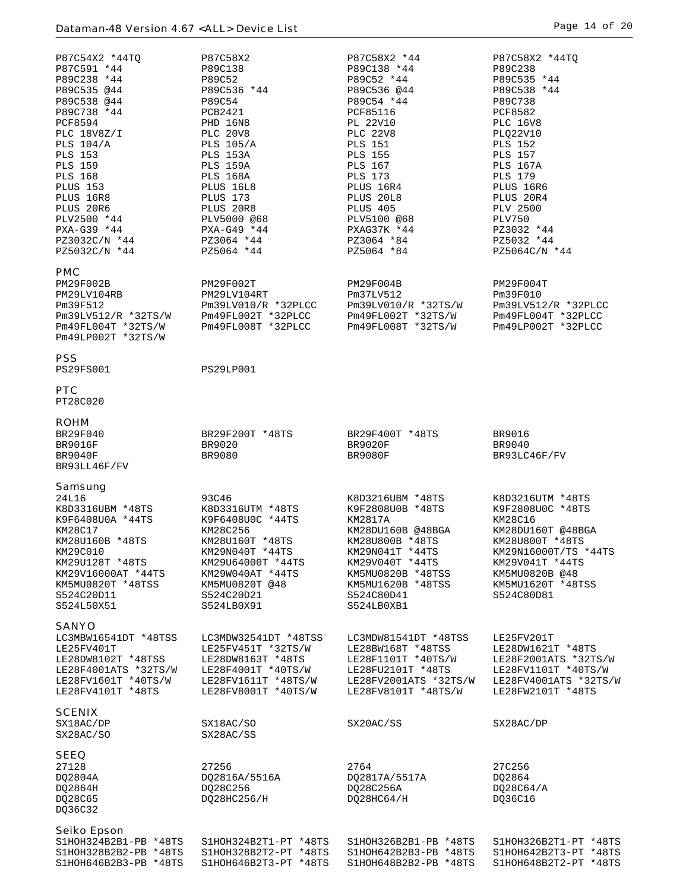P87C54X2 *44TQ
P87C58X2
P87C58X2 *44
P87C58X2 *44TQ
P87C591 *44
P89C138
P89C138 *44
P89C238
P89C238 *44
P89C52
P89C52 *44
P89C535 *44
P89C535 @44
P89C536 *44
P89C536 @44
P89C538 *44
P89C538 @44
P89C54
P89C54 *44
P89C738
P89C738 *44
PCB2421
PCF85116
PCF8582
PCF8594
PHD 16N8
PL 22V10
PLC 16V8
PLC 18V8Z/I
PLC 20V8
PLC 22V8
PLQ22V10
PLS 104/A
PLS 105/A
PLS 151
PLS 152
PLS 153
PLS 153A
PLS 155
PLS 157
PLS 159
PLS 159A
PLS 167
PLS 167A
PLS 168
PLS 168A
PLS 173
PLS 179
PLUS 153
PLUS 16L8
PLUS 16R4
PLUS 16R6
PLUS 16R8
PLUS 173
PLUS 20L8
PLUS 20R4
PLUS 20R6
PLUS 20R8
PLUS 405
PLV 2500
PLV2500 *44
PLV5000 @68
PLV5100 @68
PLV750
PXA-G39 *44
PXA-G49 *44
PXAG37K *44
PZ3032 *44
PZ3032C/N *44
PZ3064 *44
PZ3064 *84
PZ5032 *44
PZ5032C/N *44
PZ5064 *44
PZ5064 *84
PZ5064C/N *44

## PMC

PM29F002B
PM29F002T
PM29F004B
PM29F004T
PM29LV104RB
PM29LV104RT
Pm37LV512
Pm39F010
Pm39F512
Pm39LV010/R *32PLCC
Pm39LV010/R *32TS/W
Pm39LV512/R *32PLCC
Pm39LV512/R *32TS/W
Pm49FL002T *32PLCC
Pm49FL002T *32TS/W
Pm49FL004T *32PLCC
Pm49FL004T *32TS/W
Pm49FL008T *32PLCC
Pm49FL008T *32TS/W
Pm49LP002T *32PLCC
Pm49LP002T *32TS/W

## PSS

PS29FS001
PS29LP001

## PTC

PT28C020

## ROHM

BR29F040
BR29F200T *48TS
BR29F400T *48TS
BR9016
BR9016F
BR9020
BR9020F
BR9040
BR9040F
BR9080
BR9080F
BR93LC46F/FV
BR93LL46F/FV

## Samsung

24L16
93C46
K8D3216UBM *48TS
K8D3216UTM *48TS
K8D3316UBM *48TS
K8D3316UTM *48TS
K9F2808U0B *48TS
K9F2808U0C *48TS
K9F6408U0A *44TS
K9F6408U0C *44TS
KM2817A
KM28C16
KM28C17
KM28C256
KM28DU160B @48BGA
KM28DU160T @48BGA
KM28U160B *48TS
KM28U160T *48TS
KM28U800B *48TS
KM28U800T *48TS
KM29C010
KM29N040T *44TS
KM29N041T *44TS
KM29N16000T/TS *44TS
KM29U128T *48TS
KM29U64000T *44TS
KM29V040T *44TS
KM29V041T *44TS
KM29V16000AT *44TS
KM29W040AT *44TS
KM5MU0820B *48TSS
KM5MU0820B @48
KM5MU0820T *48TSS
KM5MU0820T @48
KM5MU1620B *48TSS
KM5MU1620T *48TSS
S524C20D11
S524C20D21
S524C80D41
S524C80D81
S524L50X51
S524LB0X91
S524LB0XB1

## SANYO

LC3MBW16541DT *48TSS
LC3MDW32541DT *48TSS
LC3MDW81541DT *48TSS
LE25FV201T
LE25FV401T
LE25FV451T *32TS/W
LE28BW168T *48TSS
LE28DW1621T *48TS
LE28DW8102T *48TSS
LE28DW8163T *48TS
LE28F1101T *40TS/W
LE28F2001ATS *32TS/W
LE28F4001ATS *32TS/W
LE28F4001T *40TS/W
LE28FU2101T *48TS
LE28FV1101T *40TS/W
LE28FV1601T *40TS/W
LE28FV1611T *48TS/W
LE28FV2001ATS *32TS/W
LE28FV4001ATS *32TS/W
LE28FV4101T *48TS
LE28FV8001T *40TS/W
LE28FV8101T *48TS/W
LE28FW2101T *48TS

## SCENIX

SX18AC/DP
SX18AC/SO
SX20AC/SS
SX28AC/DP
SX28AC/SO
SX28AC/SS

## SEEQ

27128
27256
2764
27C256
DQ2804A
DQ2816A/5516A
DQ2817A/5517A
DQ2864
DQ2864H
DQ28C256
DQ28C256A
DQ28C64/A
DQ28C65
DQ28HC256/H
DQ28HC64/H
DQ36C16
DQ36C32

## Seiko Epson

S1HOH324B2B1-PB *48TS
S1HOH324B2T1-PT *48TS
S1HOH326B2B1-PB *48TS
S1HOH326B2T1-PT *48TS
S1HOH328B2B2-PB *48TS
S1HOH328B2T2-PT *48TS
S1HOH642B2B3-PB *48TS
S1HOH642B2T3-PT *48TS
S1HOH646B2B3-PB *48TS
S1HOH646B2T3-PT *48TS
S1HOH648B2B2-PB *48TS
S1HOH648B2T2-PT *48TS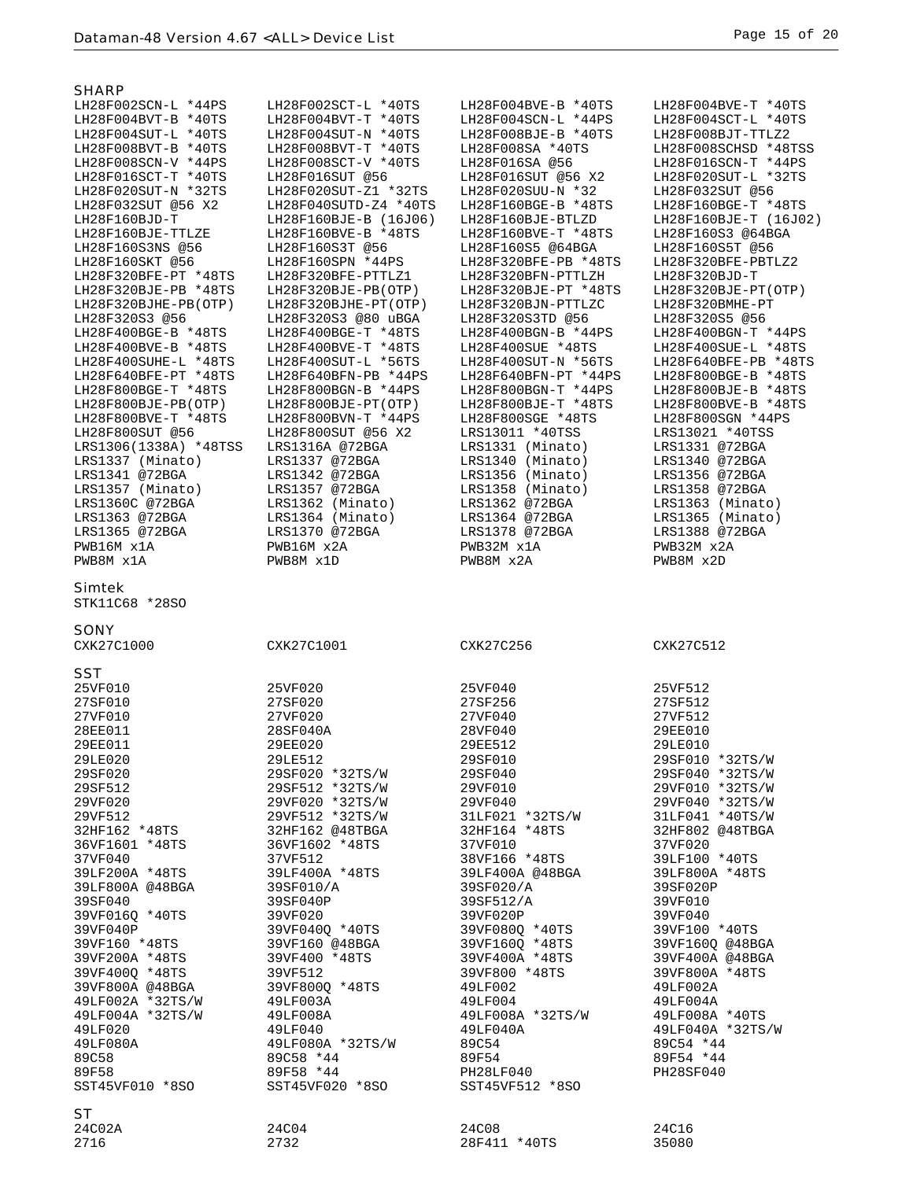## SHARP

| | | | |
|---|---|---|---|
| LH28F002SCN-L *44PS | LH28F002SCT-L *40TS | LH28F004BVE-B *40TS | LH28F004BVE-T *40TS |
| LH28F004BVT-B *40TS | LH28F004BVT-T *40TS | LH28F004SCN-L *44PS | LH28F004SCT-L *40TS |
| LH28F004SUT-L *40TS | LH28F004SUT-N *40TS | LH28F008BJE-B *40TS | LH28F008BJT-TTLZ2 |
| LH28F008BVT-B *40TS | LH28F008BVT-T *40TS | LH28F008SA *40TS | LH28F008SCHSD *48TSS |
| LH28F008SCN-V *44PS | LH28F008SCT-V *40TS | LH28F016SA @56 | LH28F016SCN-T *44PS |
| LH28F016SCT-T *40TS | LH28F016SUT @56 | LH28F016SUT @56 X2 | LH28F020SUT-L *32TS |
| LH28F020SUT-N *32TS | LH28F020SUT-Z1 *32TS | LH28F020SUU-N *32 | LH28F032SUT @56 |
| LH28F032SUT @56 X2 | LH28F040SUTD-Z4 *40TS | LH28F160BGE-B *48TS | LH28F160BGE-T *48TS |
| LH28F160BJD-T | LH28F160BJE-B (16J06) | LH28F160BJE-BTLZD | LH28F160BJE-T (16J02) |
| LH28F160BJE-TTLZE | LH28F160BVE-B *48TS | LH28F160BVE-T *48TS | LH28F160S3 @64BGA |
| LH28F160S3NS @56 | LH28F160S3T @56 | LH28F160S5 @64BGA | LH28F160S5T @56 |
| LH28F160SKT @56 | LH28F160SPN *44PS | LH28F320BFE-PB *48TS | LH28F320BFE-PBTLZ2 |
| LH28F320BFE-PT *48TS | LH28F320BFE-PTTLZ1 | LH28F320BFN-PTTLZH | LH28F320BJD-T |
| LH28F320BJE-PB *48TS | LH28F320BJE-PB(OTP) | LH28F320BJE-PT *48TS | LH28F320BJE-PT(OTP) |
| LH28F320BJHE-PB(OTP) | LH28F320BJHE-PT(OTP) | LH28F320BJN-PTTLZC | LH28F320BMHE-PT |
| LH28F320S3 @56 | LH28F320S3 @80 uBGA | LH28F320S3TD @56 | LH28F320S5 @56 |
| LH28F400BGE-B *48TS | LH28F400BGE-T *48TS | LH28F400BGN-B *44PS | LH28F400BGN-T *44PS |
| LH28F400BVE-B *48TS | LH28F400BVE-T *48TS | LH28F400SUE *48TS | LH28F400SUE-L *48TS |
| LH28F400SUHE-L *48TS | LH28F400SUT-L *56TS | LH28F400SUT-N *56TS | LH28F640BFE-PB *48TS |
| LH28F640BFE-PT *48TS | LH28F640BFN-PB *44PS | LH28F640BFN-PT *44PS | LH28F800BGE-B *48TS |
| LH28F800BGE-T *48TS | LH28F800BGN-B *44PS | LH28F800BGN-T *44PS | LH28F800BJE-B *48TS |
| LH28F800BJE-PB(OTP) | LH28F800BJE-PT(OTP) | LH28F800BJE-T *48TS | LH28F800BVE-B *48TS |
| LH28F800BVE-T *48TS | LH28F800BVN-T *44PS | LH28F800SGE *48TS | LH28F800SGN *44PS |
| LH28F800SUT @56 | LH28F800SUT @56 X2 | LRS13011 *40TSS | LRS13021 *40TSS |
| LRS1306(1338A) *48TSS | LRS1316A @72BGA | LRS1331 (Minato) | LRS1331 @72BGA |
| LRS1337 (Minato) | LRS1337 @72BGA | LRS1340 (Minato) | LRS1340 @72BGA |
| LRS1341 @72BGA | LRS1342 @72BGA | LRS1356 (Minato) | LRS1356 @72BGA |
| LRS1357 (Minato) | LRS1357 @72BGA | LRS1358 (Minato) | LRS1358 @72BGA |
| LRS1360C @72BGA | LRS1362 (Minato) | LRS1362 @72BGA | LRS1363 (Minato) |
| LRS1363 @72BGA | LRS1364 (Minato) | LRS1364 @72BGA | LRS1365 (Minato) |
| LRS1365 @72BGA | LRS1370 @72BGA | LRS1378 @72BGA | LRS1388 @72BGA |
| PWB16M x1A | PWB16M x2A | PWB32M x1A | PWB32M x2A |
| PWB8M x1A | PWB8M x1D | PWB8M x2A | PWB8M x2D |

## Simtek

| | | | |
|---|---|---|---|
| STK11C68 *28SO | | | |

## SONY

| | | | |
|---|---|---|---|
| CXK27C1000 | CXK27C1001 | CXK27C256 | CXK27C512 |

## SST

| | | | |
|---|---|---|---|
| 25VF010 | 25VF020 | 25VF040 | 25VF512 |
| 27SF010 | 27SF020 | 27SF256 | 27SF512 |
| 27VF010 | 27VF020 | 27VF040 | 27VF512 |
| 28EE011 | 28SF040A | 28VF040 | 29EE010 |
| 29EE011 | 29EE020 | 29EE512 | 29LE010 |
| 29LE020 | 29LE512 | 29SF010 | 29SF010 *32TS/W |
| 29SF020 | 29SF020 *32TS/W | 29SF040 | 29SF040 *32TS/W |
| 29SF512 | 29SF512 *32TS/W | 29VF010 | 29VF010 *32TS/W |
| 29VF020 | 29VF020 *32TS/W | 29VF040 | 29VF040 *32TS/W |
| 29VF512 | 29VF512 *32TS/W | 31LF021 *32TS/W | 31LF041 *40TS/W |
| 32HF162 *48TS | 32HF162 @48TBGA | 32HF164 *48TS | 32HF802 @48TBGA |
| 36VF1601 *48TS | 36VF1602 *48TS | 37VF010 | 37VF020 |
| 37VF040 | 37VF512 | 38VF166 *48TS | 39LF100 *40TS |
| 39LF200A *48TS | 39LF400A *48TS | 39LF400A @48BGA | 39LF800A *48TS |
| 39LF800A @48BGA | 39SF010/A | 39SF020/A | 39SF020P |
| 39SF040 | 39SF040P | 39SF512/A | 39VF010 |
| 39VF016Q *40TS | 39VF020 | 39VF020P | 39VF040 |
| 39VF040P | 39VF040Q *40TS | 39VF080Q *40TS | 39VF100 *40TS |
| 39VF160 *48TS | 39VF160 @48BGA | 39VF160Q *48TS | 39VF160Q @48BGA |
| 39VF200A *48TS | 39VF400 *48TS | 39VF400A *48TS | 39VF400A @48BGA |
| 39VF400Q *48TS | 39VF512 | 39VF800 *48TS | 39VF800A *48TS |
| 39VF800A @48BGA | 39VF800Q *48TS | 49LF002 | 49LF002A |
| 49LF002A *32TS/W | 49LF003A | 49LF004 | 49LF004A |
| 49LF004A *32TS/W | 49LF008A | 49LF008A *32TS/W | 49LF008A *40TS |
| 49LF020 | 49LF040 | 49LF040A | 49LF040A *32TS/W |
| 49LF080A | 49LF080A *32TS/W | 89C54 | 89C54 *44 |
| 89C58 | 89C58 *44 | 89F54 | 89F54 *44 |
| 89F58 | 89F58 *44 | PH28LF040 | PH28SF040 |
| SST45VF010 *8SO | SST45VF020 *8SO | SST45VF512 *8SO | |

## ST

| | | | |
|---|---|---|---|
| 24C02A | 24C04 | 24C08 | 24C16 |
| 2716 | 2732 | 28F411 *40TS | 35080 |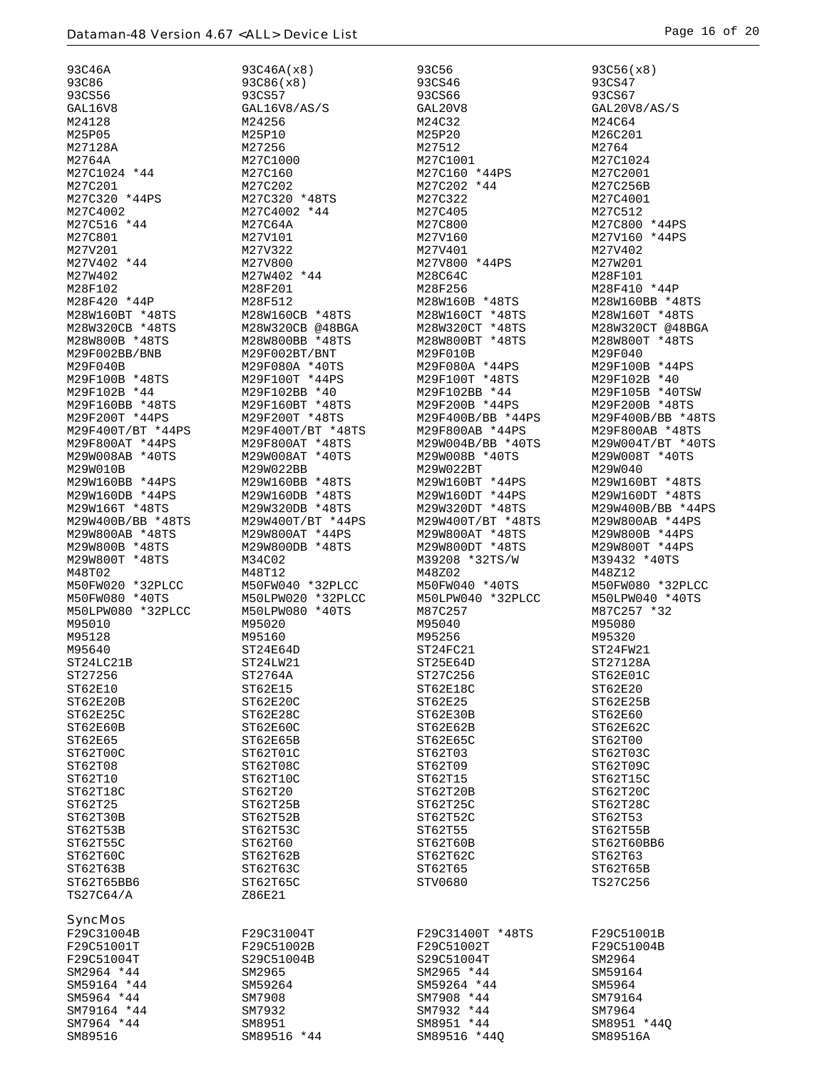| | | | |
|---|---|---|---|
| 93C46A | 93C46A(x8) | 93C56 | 93C56(x8) |
| 93C86 | 93C86(x8) | 93CS46 | 93CS47 |
| 93CS56 | 93CS57 | 93CS66 | 93CS67 |
| GAL16V8 | GAL16V8/AS/S | GAL20V8 | GAL20V8/AS/S |
| M24128 | M24256 | M24C32 | M24C64 |
| M25P05 | M25P10 | M25P20 | M26C201 |
| M27128A | M27256 | M27512 | M2764 |
| M2764A | M27C1000 | M27C1001 | M27C1024 |
| M27C1024 *44 | M27C160 | M27C160 *44PS | M27C2001 |
| M27C201 | M27C202 | M27C202 *44 | M27C256B |
| M27C320 *44PS | M27C320 *48TS | M27C322 | M27C4001 |
| M27C4002 | M27C4002 *44 | M27C405 | M27C512 |
| M27C516 *44 | M27C64A | M27C800 | M27C800 *44PS |
| M27C801 | M27V101 | M27V160 | M27V160 *44PS |
| M27V201 | M27V322 | M27V401 | M27V402 |
| M27V402 *44 | M27V800 | M27V800 *44PS | M27W201 |
| M27W402 | M27W402 *44 | M28C64C | M28F101 |
| M28F102 | M28F201 | M28F256 | M28F410 *44P |
| M28F420 *44P | M28F512 | M28W160B *48TS | M28W160BB *48TS |
| M28W160BT *48TS | M28W160CB *48TS | M28W160CT *48TS | M28W160T *48TS |
| M28W320CB *48TS | M28W320CB @48BGA | M28W320CT *48TS | M28W320CT @48BGA |
| M28W800B *48TS | M28W800BB *48TS | M28W800BT *48TS | M28W800T *48TS |
| M29F002BB/BNB | M29F002BT/BNT | M29F010B | M29F040 |
| M29F040B | M29F080A *40TS | M29F080A *44PS | M29F100B *44PS |
| M29F100B *48TS | M29F100T *44PS | M29F100T *48TS | M29F102B *40 |
| M29F102B *44 | M29F102BB *40 | M29F102BB *44 | M29F105B *40TSW |
| M29F160BB *48TS | M29F160BT *48TS | M29F200B *44PS | M29F200B *48TS |
| M29F200T *44PS | M29F200T *48TS | M29F400B/BB *44PS | M29F400B/BB *48TS |
| M29F400T/BT *44PS | M29F400T/BT *48TS | M29F800AB *44PS | M29F800AB *48TS |
| M29F800AT *44PS | M29F800AT *48TS | M29W004B/BB *40TS | M29W004T/BT *40TS |
| M29W008AB *40TS | M29W008AT *40TS | M29W008B *40TS | M29W008T *40TS |
| M29W010B | M29W022BB | M29W022BT | M29W040 |
| M29W160BB *44PS | M29W160BB *48TS | M29W160BT *44PS | M29W160BT *48TS |
| M29W160DB *44PS | M29W160DB *48TS | M29W160DT *44PS | M29W160DT *48TS |
| M29W166T *48TS | M29W320DB *48TS | M29W320DT *48TS | M29W400B/BB *44PS |
| M29W400B/BB *48TS | M29W400T/BT *44PS | M29W400T/BT *48TS | M29W800AB *44PS |
| M29W800AB *48TS | M29W800AT *44PS | M29W800AT *48TS | M29W800B *44PS |
| M29W800B *48TS | M29W800DB *48TS | M29W800DT *48TS | M29W800T *44PS |
| M29W800T *48TS | M34C02 | M39208 *32TS/W | M39432 *40TS |
| M48T02 | M48T12 | M48Z02 | M48Z12 |
| M50FW020 *32PLCC | M50FW040 *32PLCC | M50FW040 *40TS | M50FW080 *32PLCC |
| M50FW080 *40TS | M50LPW020 *32PLCC | M50LPW040 *32PLCC | M50LPW040 *40TS |
| M50LPW080 *32PLCC | M50LPW080 *40TS | M87C257 | M87C257 *32 |
| M95010 | M95020 | M95040 | M95080 |
| M95128 | M95160 | M95256 | M95320 |
| M95640 | ST24E64D | ST24FC21 | ST24FW21 |
| ST24LC21B | ST24LW21 | ST25E64D | ST27128A |
| ST27256 | ST2764A | ST27C256 | ST62E01C |
| ST62E10 | ST62E15 | ST62E18C | ST62E20 |
| ST62E20B | ST62E20C | ST62E25 | ST62E25B |
| ST62E25C | ST62E28C | ST62E30B | ST62E60 |
| ST62E60B | ST62E60C | ST62E62B | ST62E62C |
| ST62E65 | ST62E65B | ST62E65C | ST62T00 |
| ST62T00C | ST62T01C | ST62T03 | ST62T03C |
| ST62T08 | ST62T08C | ST62T09 | ST62T09C |
| ST62T10 | ST62T10C | ST62T15 | ST62T15C |
| ST62T18C | ST62T20 | ST62T20B | ST62T20C |
| ST62T25 | ST62T25B | ST62T25C | ST62T28C |
| ST62T30B | ST62T52B | ST62T52C | ST62T53 |
| ST62T53B | ST62T53C | ST62T55 | ST62T55B |
| ST62T55C | ST62T60 | ST62T60B | ST62T60BB6 |
| ST62T60C | ST62T62B | ST62T62C | ST62T63 |
| ST62T63B | ST62T63C | ST62T65 | ST62T65B |
| ST62T65BB6 | ST62T65C | STV0680 | TS27C256 |
| TS27C64/A | Z86E21 | | |

SyncMos

| | | | |
|---|---|---|---|
| F29C31004B | F29C31004T | F29C31400T *48TS | F29C51001B |
| F29C51001T | F29C51002B | F29C51002T | F29C51004B |
| F29C51004T | S29C51004B | S29C51004T | SM2964 |
| SM2964 *44 | SM2965 | SM2965 *44 | SM59164 |
| SM59164 *44 | SM59264 | SM59264 *44 | SM5964 |
| SM5964 *44 | SM7908 | SM7908 *44 | SM79164 |
| SM79164 *44 | SM7932 | SM7932 *44 | SM7964 |
| SM7964 *44 | SM8951 | SM8951 *44 | SM8951 *44Q |
| SM89516 | SM89516 *44 | SM89516 *44Q | SM89516A |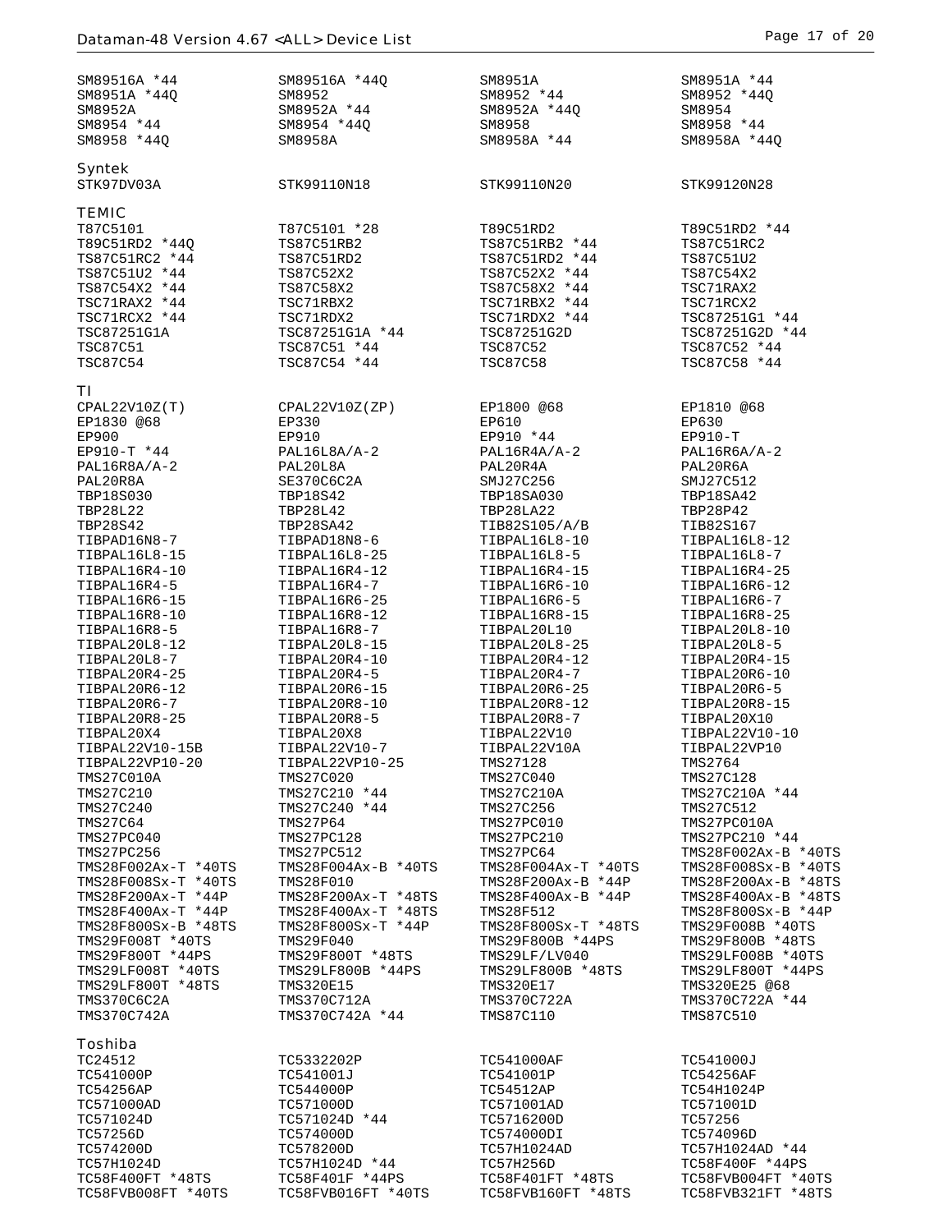| | | | |
|---|---|---|---|
| SM89516A *44 | SM89516A *44Q | SM8951A | SM8951A *44 |
| SM8951A *44Q | SM8952 | SM8952 *44 | SM8952 *44Q |
| SM8952A | SM8952A *44 | SM8952A *44Q | SM8954 |
| SM8954 *44 | SM8954 *44Q | SM8958 | SM8958 *44 |
| SM8958 *44Q | SM8958A | SM8958A *44 | SM8958A *44Q |

## Syntek

| | | | |
|---|---|---|---|
| STK97DV03A | STK99110N18 | STK99110N20 | STK99120N28 |

## TEMIC

| | | | |
|---|---|---|---|
| T87C5101 | T87C5101 *28 | T89C51RD2 | T89C51RD2 *44 |
| T89C51RD2 *44Q | TS87C51RB2 | TS87C51RB2 *44 | TS87C51RC2 |
| TS87C51RC2 *44 | TS87C51RD2 | TS87C51RD2 *44 | TS87C51U2 |
| TS87C51U2 *44 | TS87C52X2 | TS87C52X2 *44 | TS87C54X2 |
| TS87C54X2 *44 | TS87C58X2 | TS87C58X2 *44 | TSC71RAX2 |
| TSC71RAX2 *44 | TSC71RBX2 | TSC71RBX2 *44 | TSC71RCX2 |
| TSC71RCX2 *44 | TSC71RDX2 | TSC71RDX2 *44 | TSC87251G1 *44 |
| TSC87251G1A | TSC87251G1A *44 | TSC87251G2D | TSC87251G2D *44 |
| TSC87C51 | TSC87C51 *44 | TSC87C52 | TSC87C52 *44 |
| TSC87C54 | TSC87C54 *44 | TSC87C58 | TSC87C58 *44 |

## TI

| | | | |
|---|---|---|---|
| CPAL22V10Z(T) | CPAL22V10Z(ZP) | EP1800 @68 | EP1810 @68 |
| EP1830 @68 | EP330 | EP610 | EP630 |
| EP900 | EP910 | EP910 *44 | EP910-T |
| EP910-T *44 | PAL16L8A/A-2 | PAL16R4A/A-2 | PAL16R6A/A-2 |
| PAL16R8A/A-2 | PAL20L8A | PAL20R4A | PAL20R6A |
| PAL20R8A | SE370C6C2A | SMJ27C256 | SMJ27C512 |
| TBP18S030 | TBP18S42 | TBP18SA030 | TBP18SA42 |
| TBP28L22 | TBP28L42 | TBP28LA22 | TBP28P42 |
| TBP28S42 | TBP28SA42 | TIB82S105/A/B | TIB82S167 |
| TIBPAD16N8-7 | TIBPAD18N8-6 | TIBPAL16L8-10 | TIBPAL16L8-12 |
| TIBPAL16L8-15 | TIBPAL16L8-25 | TIBPAL16L8-5 | TIBPAL16L8-7 |
| TIBPAL16R4-10 | TIBPAL16R4-12 | TIBPAL16R4-15 | TIBPAL16R4-25 |
| TIBPAL16R4-5 | TIBPAL16R4-7 | TIBPAL16R6-10 | TIBPAL16R6-12 |
| TIBPAL16R6-15 | TIBPAL16R6-25 | TIBPAL16R6-5 | TIBPAL16R6-7 |
| TIBPAL16R8-10 | TIBPAL16R8-12 | TIBPAL16R8-15 | TIBPAL16R8-25 |
| TIBPAL16R8-5 | TIBPAL16R8-7 | TIBPAL20L10 | TIBPAL20L8-10 |
| TIBPAL20L8-12 | TIBPAL20L8-15 | TIBPAL20L8-25 | TIBPAL20L8-5 |
| TIBPAL20L8-7 | TIBPAL20R4-10 | TIBPAL20R4-12 | TIBPAL20R4-15 |
| TIBPAL20R4-25 | TIBPAL20R4-5 | TIBPAL20R4-7 | TIBPAL20R6-10 |
| TIBPAL20R6-12 | TIBPAL20R6-15 | TIBPAL20R6-25 | TIBPAL20R6-5 |
| TIBPAL20R6-7 | TIBPAL20R8-10 | TIBPAL20R8-12 | TIBPAL20R8-15 |
| TIBPAL20R8-25 | TIBPAL20R8-5 | TIBPAL20R8-7 | TIBPAL20X10 |
| TIBPAL20X4 | TIBPAL20X8 | TIBPAL22V10 | TIBPAL22V10-10 |
| TIBPAL22V10-15B | TIBPAL22V10-7 | TIBPAL22V10A | TIBPAL22VP10 |
| TIBPAL22VP10-20 | TIBPAL22VP10-25 | TMS27128 | TMS2764 |
| TMS27C010A | TMS27C020 | TMS27C040 | TMS27C128 |
| TMS27C210 | TMS27C210 *44 | TMS27C210A | TMS27C210A *44 |
| TMS27C240 | TMS27C240 *44 | TMS27C256 | TMS27C512 |
| TMS27C64 | TMS27P64 | TMS27PC010 | TMS27PC010A |
| TMS27PC040 | TMS27PC128 | TMS27PC210 | TMS27PC210 *44 |
| TMS27PC256 | TMS27PC512 | TMS27PC64 | TMS28F002Ax-B *40TS |
| TMS28F002Ax-T *40TS | TMS28F004Ax-B *40TS | TMS28F004Ax-T *40TS | TMS28F008Sx-B *40TS |
| TMS28F008Sx-T *40TS | TMS28F010 | TMS28F200Ax-B *44P | TMS28F200Ax-B *48TS |
| TMS28F200Ax-T *44P | TMS28F200Ax-T *48TS | TMS28F400Ax-B *44P | TMS28F400Ax-B *48TS |
| TMS28F400Ax-T *44P | TMS28F400Ax-T *48TS | TMS28F512 | TMS28F800Sx-B *44P |
| TMS28F800Sx-B *48TS | TMS28F800Sx-T *44P | TMS28F800Sx-T *48TS | TMS29F008B *40TS |
| TMS29F008T *40TS | TMS29F040 | TMS29F800B *44PS | TMS29F800B *48TS |
| TMS29F800T *44PS | TMS29F800T *48TS | TMS29LF/LV040 | TMS29LF008B *40TS |
| TMS29LF008T *40TS | TMS29LF800B *44PS | TMS29LF800B *48TS | TMS29LF800T *44PS |
| TMS29LF800T *48TS | TMS320E15 | TMS320E17 | TMS320E25 @68 |
| TMS370C6C2A | TMS370C712A | TMS370C722A | TMS370C722A *44 |
| TMS370C742A | TMS370C742A *44 | TMS87C110 | TMS87C510 |

## Toshiba

| | | | |
|---|---|---|---|
| TC24512 | TC5332202P | TC541000AF | TC541000J |
| TC541000P | TC541001J | TC541001P | TC54256AF |
| TC54256AP | TC544000P | TC54512AP | TC54H1024P |
| TC571000AD | TC571000D | TC571001AD | TC571001D |
| TC571024D | TC571024D *44 | TC5716200D | TC57256 |
| TC57256D | TC574000D | TC574000DI | TC574096D |
| TC574200D | TC578200D | TC57H1024AD | TC57H1024AD *44 |
| TC57H1024D | TC57H1024D *44 | TC57H256D | TC58F400F *44PS |
| TC58F400FT *48TS | TC58F401F *44PS | TC58F401FT *48TS | TC58FVB004FT *40TS |
| TC58FVB008FT *40TS | TC58FVB016FT *40TS | TC58FVB160FT *48TS | TC58FVB321FT *48TS |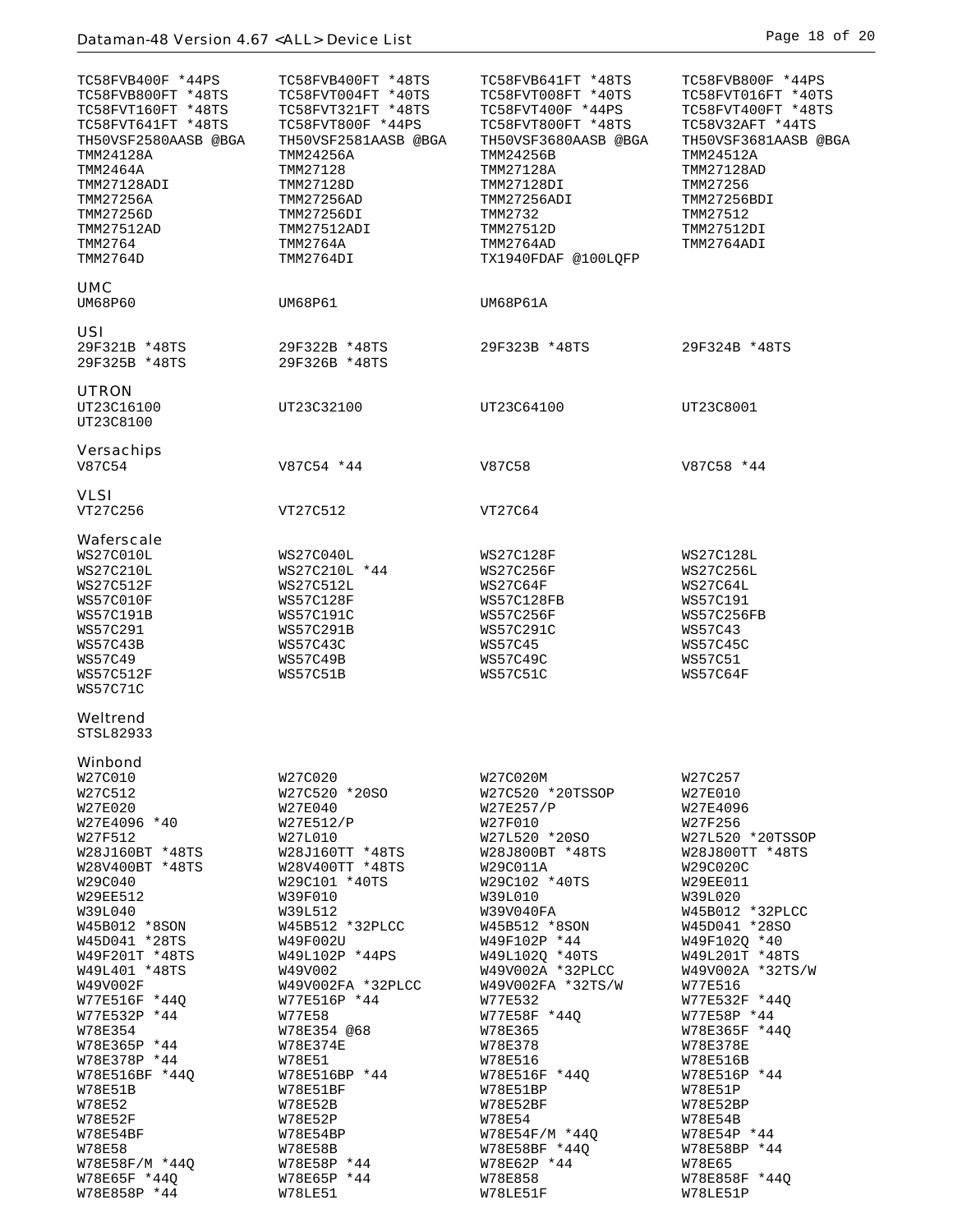| | | | |
|---|---|---|---|
| TC58FVB400F *44PS | TC58FVB400FT *48TS | TC58FVB641FT *48TS | TC58FVB800F *44PS |
| TC58FVB800FT *48TS | TC58FVT004FT *40TS | TC58FVT008FT *40TS | TC58FVT016FT *40TS |
| TC58FVT160FT *48TS | TC58FVT321FT *48TS | TC58FVT400F *44PS | TC58FVT400FT *48TS |
| TC58FVT641FT *48TS | TC58FVT800F *44PS | TC58FVT800FT *48TS | TC58V32AFT *44TS |
| TH50VSF2580AASB @BGA | TH50VSF2581AASB @BGA | TH50VSF3680AASB @BGA | TH50VSF3681AASB @BGA |
| TMM24128A | TMM24256A | TMM24256B | TMM24512A |
| TMM2464A | TMM27128 | TMM27128A | TMM27128AD |
| TMM27128ADI | TMM27128D | TMM27128DI | TMM27256 |
| TMM27256A | TMM27256AD | TMM27256ADI | TMM27256BDI |
| TMM27256D | TMM27256DI | TMM2732 | TMM27512 |
| TMM27512AD | TMM27512ADI | TMM27512D | TMM27512DI |
| TMM2764 | TMM2764A | TMM2764AD | TMM2764ADI |
| TMM2764D | TMM2764DI | TX1940FDAF @100LQFP | |

## UMC

| | | | |
|---|---|---|---|
| UM68P60 | UM68P61 | UM68P61A | |

## USI

| | | | |
|---|---|---|---|
| 29F321B *48TS | 29F322B *48TS | 29F323B *48TS | 29F324B *48TS |
| 29F325B *48TS | 29F326B *48TS | | |

## UTRON

| | | | |
|---|---|---|---|
| UT23C16100 | UT23C32100 | UT23C64100 | UT23C8001 |
| UT23C8100 | | | |

## Versachips

| | | | |
|---|---|---|---|
| V87C54 | V87C54 *44 | V87C58 | V87C58 *44 |

## VLSI

| | | | |
|---|---|---|---|
| VT27C256 | VT27C512 | VT27C64 | |

## Waferscale

| | | | |
|---|---|---|---|
| WS27C010L | WS27C040L | WS27C128F | WS27C128L |
| WS27C210L | WS27C210L *44 | WS27C256F | WS27C256L |
| WS27C512F | WS27C512L | WS27C64F | WS27C64L |
| WS57C010F | WS57C128F | WS57C128FB | WS57C191 |
| WS57C191B | WS57C191C | WS57C256F | WS57C256FB |
| WS57C291 | WS57C291B | WS57C291C | WS57C43 |
| WS57C43B | WS57C43C | WS57C45 | WS57C45C |
| WS57C49 | WS57C49B | WS57C49C | WS57C51 |
| WS57C512F | WS57C51B | WS57C51C | WS57C64F |
| WS57C71C | | | |

## Weltrend

| | | | |
|---|---|---|---|
| STSL82933 | | | |

## Winbond

| | | | |
|---|---|---|---|
| W27C010 | W27C020 | W27C020M | W27C257 |
| W27C512 | W27C520 *20SO | W27C520 *20TSSOP | W27E010 |
| W27E020 | W27E040 | W27E257/P | W27E4096 |
| W27E4096 *40 | W27E512/P | W27F010 | W27F256 |
| W27F512 | W27L010 | W27L520 *20SO | W27L520 *20TSSOP |
| W28J160BT *48TS | W28J160TT *48TS | W28J800BT *48TS | W28J800TT *48TS |
| W28V400BT *48TS | W28V400TT *48TS | W29C011A | W29C020C |
| W29C040 | W29C101 *40TS | W29C102 *40TS | W29EE011 |
| W29EE512 | W39F010 | W39L010 | W39L020 |
| W39L040 | W39L512 | W39V040FA | W45B012 *32PLCC |
| W45B012 *8SON | W45B512 *32PLCC | W45B512 *8SON | W45D041 *28SO |
| W45D041 *28TS | W49F002U | W49F102P *44 | W49F102Q *40 |
| W49F201T *48TS | W49L102P *44PS | W49L102Q *40TS | W49L201T *48TS |
| W49L401 *48TS | W49V002 | W49V002A *32PLCC | W49V002A *32TS/W |
| W49V002F | W49V002FA *32PLCC | W49V002FA *32TS/W | W77E516 |
| W77E516F *44Q | W77E516P *44 | W77E532 | W77E532F *44Q |
| W77E532P *44 | W77E58 | W77E58F *44Q | W77E58P *44 |
| W78E354 | W78E354 @68 | W78E365 | W78E365F *44Q |
| W78E365P *44 | W78E374E | W78E378 | W78E378E |
| W78E378P *44 | W78E51 | W78E516 | W78E516B |
| W78E516BF *44Q | W78E516BP *44 | W78E516F *44Q | W78E516P *44 |
| W78E51B | W78E51BF | W78E51BP | W78E51P |
| W78E52 | W78E52B | W78E52BF | W78E52BP |
| W78E52F | W78E52P | W78E54 | W78E54B |
| W78E54BF | W78E54BP | W78E54F/M *44Q | W78E54P *44 |
| W78E58 | W78E58B | W78E58BF *44Q | W78E58BP *44 |
| W78E58F/M *44Q | W78E58P *44 | W78E62P *44 | W78E65 |
| W78E65F *44Q | W78E65P *44 | W78E858 | W78E858F *44Q |
| W78E858P *44 | W78LE51 | W78LE51F | W78LE51P |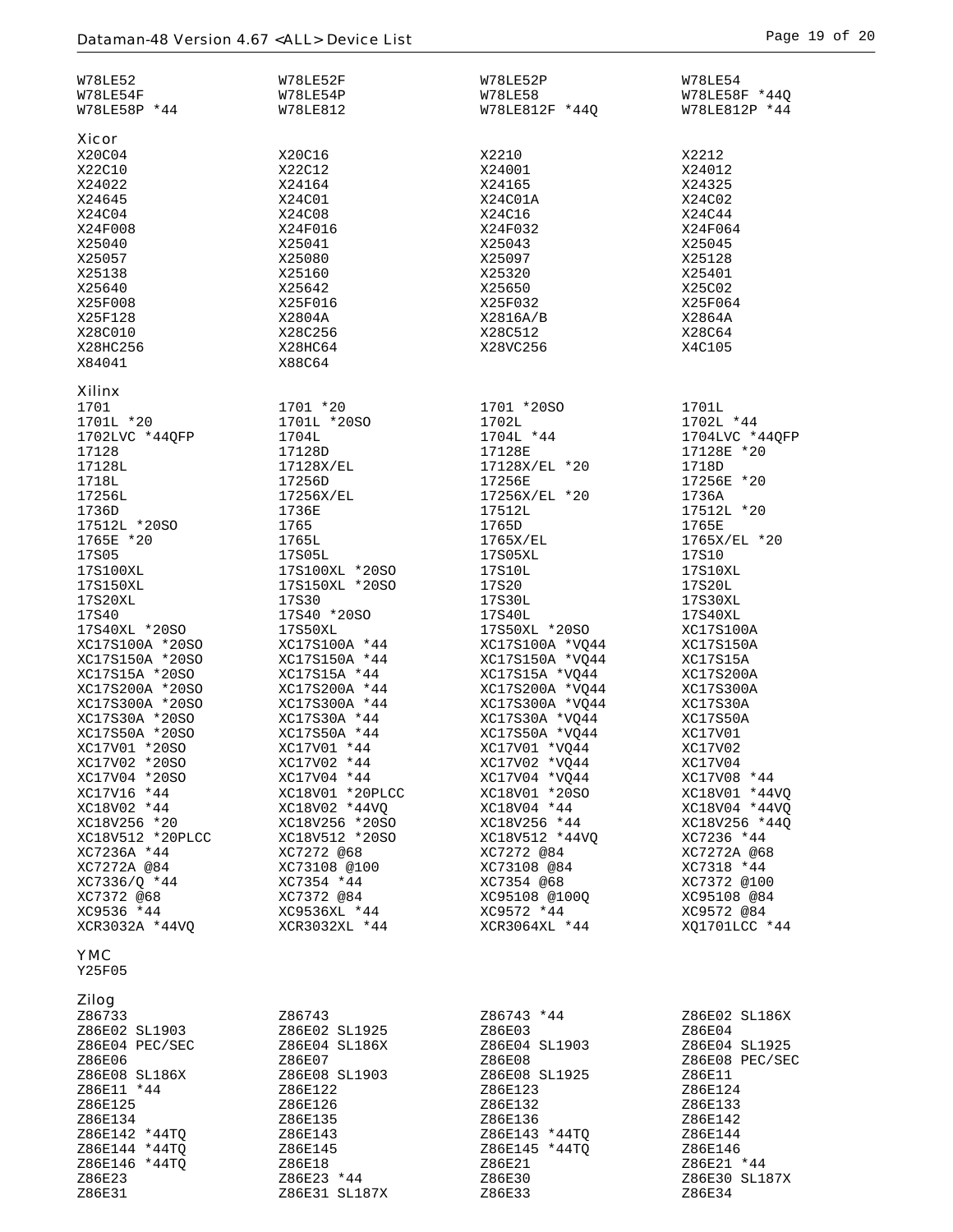W78LE52 W78LE52F W78LE52P W78LE54
W78LE54F W78LE54P W78LE58 W78LE58F *44Q
W78LE58P *44 W78LE812 W78LE812F *44Q W78LE812P *44

## Xicor

X20C04 X20C16 X2210 X2212
X22C10 X22C12 X24001 X24012
X24022 X24164 X24165 X24325
X24645 X24C01 X24C01A X24C02
X24C04 X24C08 X24C16 X24C44
X24F008 X24F016 X24F032 X24F064
X25040 X25041 X25043 X25045
X25057 X25080 X25097 X25128
X25138 X25160 X25320 X25401
X25640 X25642 X25650 X25C02
X25F008 X25F016 X25F032 X25F064
X25F128 X2804A X2816A/B X2864A
X28C010 X28C256 X28C512 X28C64
X28HC256 X28HC64 X28VC256 X4C105
X84041 X88C64

## Xilinx

1701 1701 *20 1701 *20SO 1701L
1701L *20 1701L *20SO 1702L 1702L *44
1702LVC *44QFP 1704L 1704L *44 1704LVC *44QFP
17128 17128D 17128E 17128E *20
17128L 17128X/EL 17128X/EL *20 1718D
1718L 17256D 17256E 17256E *20
17256L 17256X/EL 17256X/EL *20 1736A
1736D 1736E 17512L 17512L *20
17512L *20SO 1765 1765D 1765E
1765E *20 1765L 1765X/EL 1765X/EL *20
17S05 17S05L 17S05XL 17S10
17S100XL 17S100XL *20SO 17S10L 17S10XL
17S150XL 17S150XL *20SO 17S20 17S20L
17S20XL 17S30 17S30L 17S30XL
17S40 17S40 *20SO 17S40L 17S40XL
17S40XL *20SO 17S50XL 17S50XL *20SO XC17S100A
XC17S100A *20SO XC17S100A *44 XC17S100A *VQ44 XC17S150A
XC17S150A *20SO XC17S150A *44 XC17S150A *VQ44 XC17S15A
XC17S15A *20SO XC17S15A *44 XC17S15A *VQ44 XC17S200A
XC17S200A *20SO XC17S200A *44 XC17S200A *VQ44 XC17S300A
XC17S300A *20SO XC17S300A *44 XC17S300A *VQ44 XC17S30A
XC17S30A *20SO XC17S30A *44 XC17S30A *VQ44 XC17S50A
XC17S50A *20SO XC17S50A *44 XC17S50A *VQ44 XC17V01
XC17V01 *20SO XC17V01 *44 XC17V01 *VQ44 XC17V02
XC17V02 *20SO XC17V02 *44 XC17V02 *VQ44 XC17V04
XC17V04 *20SO XC17V04 *44 XC17V04 *VQ44 XC17V08 *44
XC17V16 *44 XC18V01 *20PLCC XC18V01 *20SO XC18V01 *44VQ
XC18V02 *44 XC18V02 *44VQ XC18V04 *44 XC18V04 *44VQ
XC18V256 *20 XC18V256 *20SO XC18V256 *44 XC18V256 *44Q
XC18V512 *20PLCC XC18V512 *20SO XC18V512 *44VQ XC7236 *44
XC7236A *44 XC7272 @68 XC7272 @84 XC7272A @68
XC7272A @84 XC73108 @100 XC73108 @84 XC7318 *44
XC7336/Q *44 XC7354 *44 XC7354 @68 XC7372 @100
XC7372 @68 XC7372 @84 XC95108 @100Q XC95108 @84
XC9536 *44 XC9536XL *44 XC9572 *44 XC9572 @84
XCR3032A *44VQ XCR3032XL *44 XCR3064XL *44 XQ1701LCC *44

## YMC

Y25F05

## Zilog

Z86733 Z86743 Z86743 *44 Z86E02 SL186X
Z86E02 SL1903 Z86E02 SL1925 Z86E03 Z86E04
Z86E04 PEC/SEC Z86E04 SL186X Z86E04 SL1903 Z86E04 SL1925
Z86E06 Z86E07 Z86E08 Z86E08 PEC/SEC
Z86E08 SL186X Z86E08 SL1903 Z86E08 SL1925 Z86E11
Z86E11 *44 Z86E122 Z86E123 Z86E124
Z86E125 Z86E126 Z86E132 Z86E133
Z86E134 Z86E135 Z86E136 Z86E142
Z86E142 *44TQ Z86E143 Z86E143 *44TQ Z86E144
Z86E144 *44TQ Z86E145 Z86E145 *44TQ Z86E146
Z86E146 *44TQ Z86E18 Z86E21 Z86E21 *44
Z86E23 Z86E23 *44 Z86E30 Z86E30 SL187X
Z86E31 Z86E31 SL187X Z86E33 Z86E34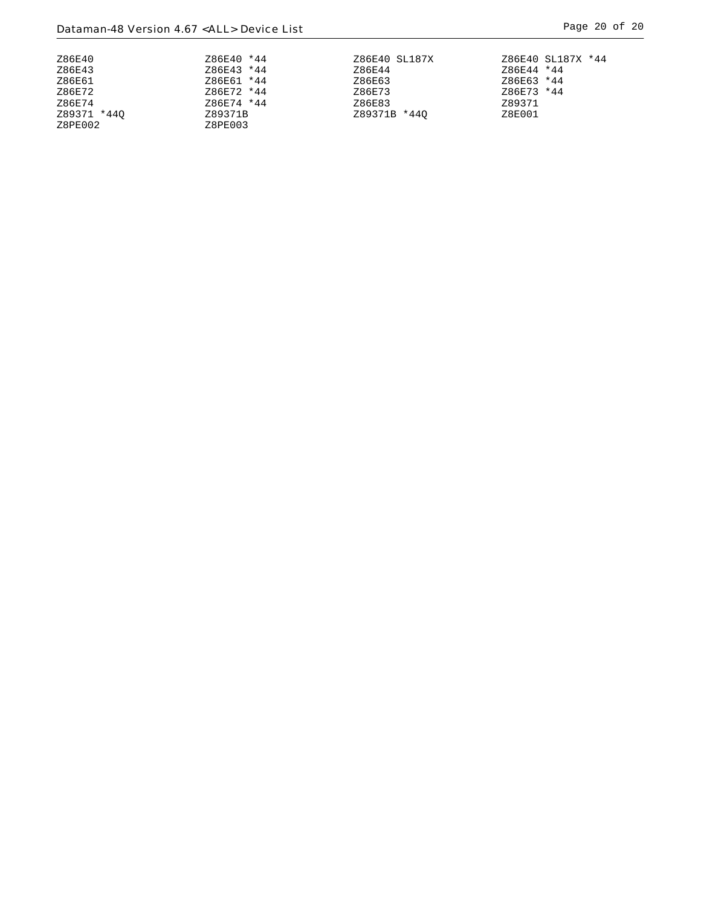| | | | |
|---|---|---|---|
| Z86E40 | Z86E40 *44 | Z86E40 SL187X | Z86E40 SL187X *44 |
| Z86E43 | Z86E43 *44 | Z86E44 | Z86E44 *44 |
| Z86E61 | Z86E61 *44 | Z86E63 | Z86E63 *44 |
| Z86E72 | Z86E72 *44 | Z86E73 | Z86E73 *44 |
| Z86E74 | Z86E74 *44 | Z86E83 | Z89371 |
| Z89371 *44Q | Z89371B | Z89371B *44Q | Z8E001 |
| Z8PE002 | Z8PE003 | | |